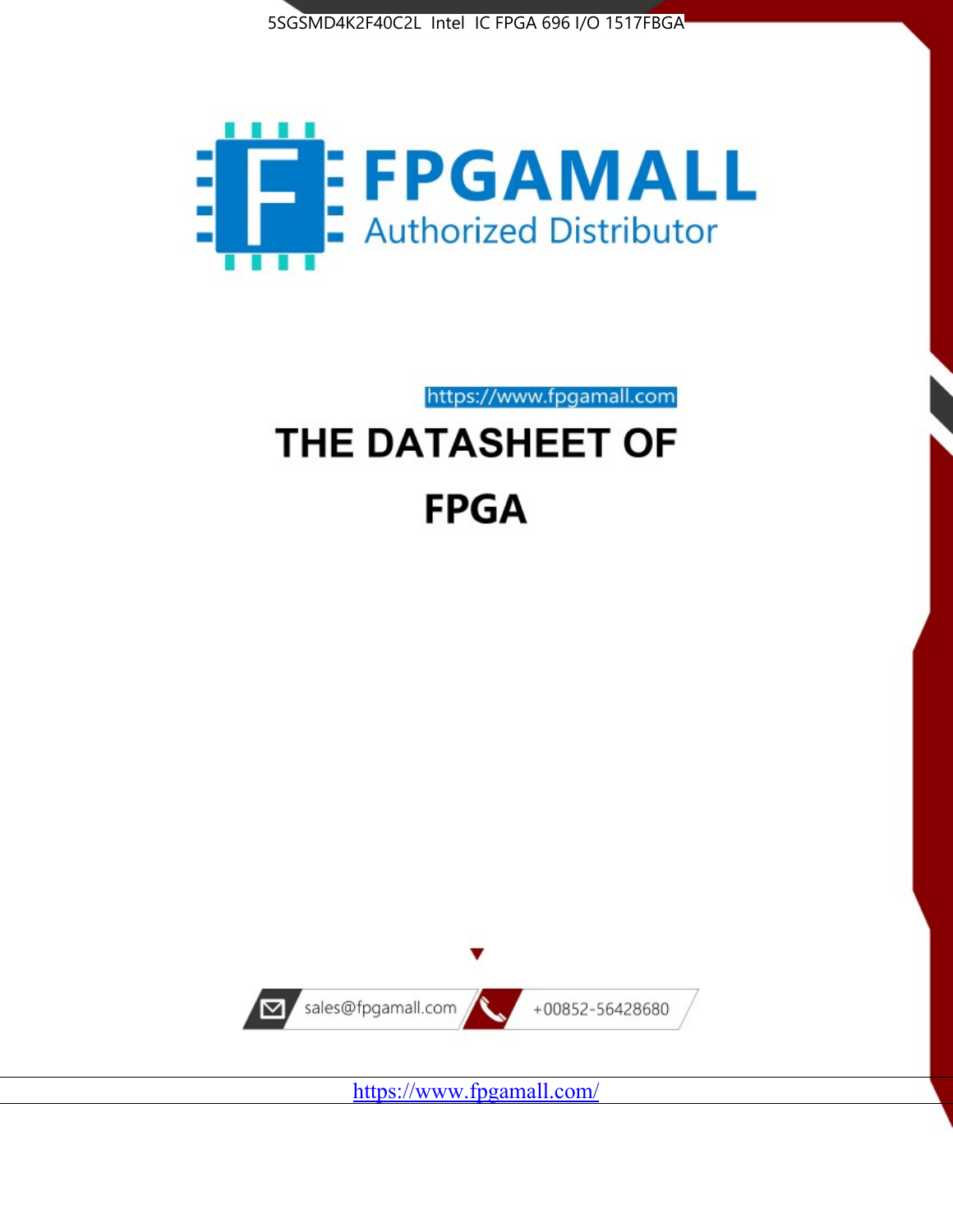5SGSMD4K2F40C2L Intel IC FPGA 696 I/O 1517FBGA

FPGAMALL

Authorized Distributor

https://www.fpgamall.com

# THE DATASHEET OF

# FPGA

sales@fpgamall.com

+00852-56428680

https://www.fpgamall.com/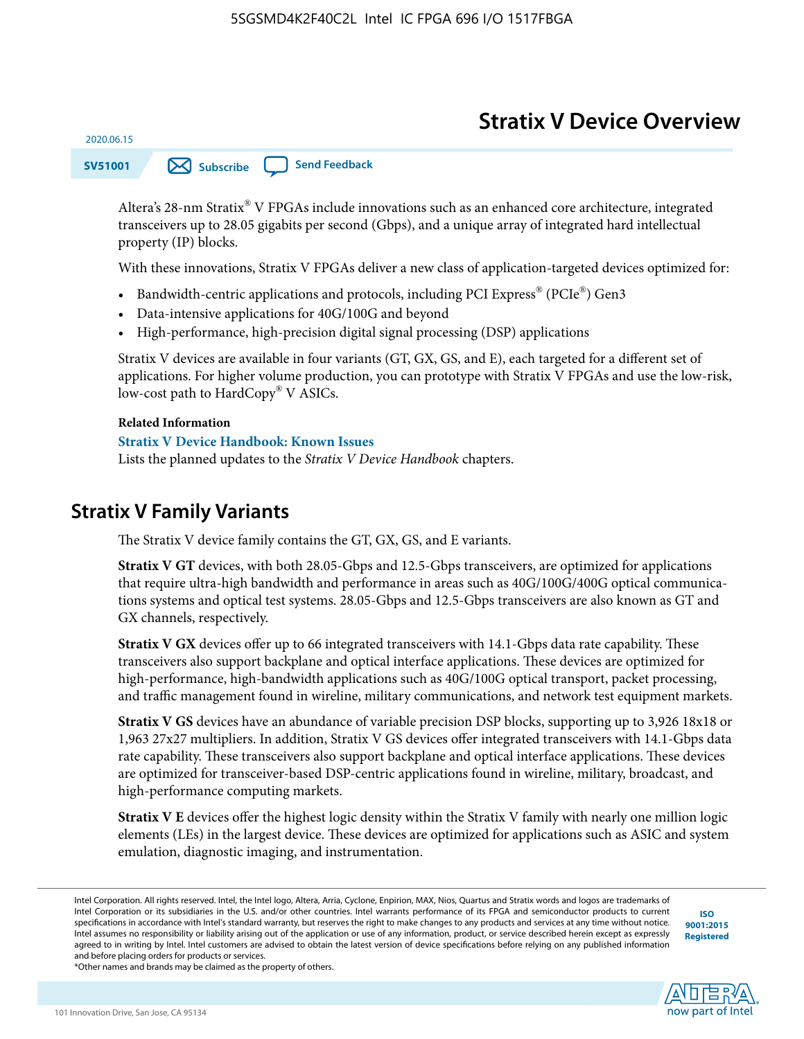# Stratix V Device Overview

2020.06.15

SV51001

Subscribe | Send Feedback

Altera's 28-nm Stratix® V FPGAs include innovations such as an enhanced core architecture, integrated transceivers up to 28.05 gigabits per second (Gbps), and a unique array of integrated hard intellectual property (IP) blocks.

With these innovations, Stratix V FPGAs deliver a new class of application-targeted devices optimized for:

- Bandwidth-centric applications and protocols, including PCI Express® (PCIe®) Gen3
- Data-intensive applications for 40G/100G and beyond
- High-performance, high-precision digital signal processing (DSP) applications

Stratix V devices are available in four variants (GT, GX, GS, and E), each targeted for a different set of applications. For higher volume production, you can prototype with Stratix V FPGAs and use the low-risk, low-cost path to HardCopy® V ASICs.

**Related Information**

**Stratix V Device Handbook: Known Issues**

Lists the planned updates to the *Stratix V Device Handbook* chapters.

## Stratix V Family Variants

The Stratix V device family contains the GT, GX, GS, and E variants.

**Stratix V GT** devices, with both 28.05-Gbps and 12.5-Gbps transceivers, are optimized for applications that require ultra-high bandwidth and performance in areas such as 40G/100G/400G optical communications systems and optical test systems. 28.05-Gbps and 12.5-Gbps transceivers are also known as GT and GX channels, respectively.

**Stratix V GX** devices offer up to 66 integrated transceivers with 14.1-Gbps data rate capability. These transceivers also support backplane and optical interface applications. These devices are optimized for high-performance, high-bandwidth applications such as 40G/100G optical transport, packet processing, and traffic management found in wireline, military communications, and network test equipment markets.

**Stratix V GS** devices have an abundance of variable precision DSP blocks, supporting up to 3,926 18x18 or 1,963 27x27 multipliers. In addition, Stratix V GS devices offer integrated transceivers with 14.1-Gbps data rate capability. These transceivers also support backplane and optical interface applications. These devices are optimized for transceiver-based DSP-centric applications found in wireline, military, broadcast, and high-performance computing markets.

**Stratix V E** devices offer the highest logic density within the Stratix V family with nearly one million logic elements (LEs) in the largest device. These devices are optimized for applications such as ASIC and system emulation, diagnostic imaging, and instrumentation.

Intel Corporation. All rights reserved. Intel, the Intel logo, Altera, Arria, Cyclone, Enpirion, MAX, Nios, Quartus and Stratix words and logos are trademarks of Intel Corporation or its subsidiaries in the U.S. and/or other countries. Intel warrants performance of its FPGA and semiconductor products to current specifications in accordance with Intel's standard warranty, but reserves the right to make changes to any products and services at any time without notice. Intel assumes no responsibility or liability arising out of the application or use of any information, product, or service described herein except as expressly agreed to in writing by Intel. Intel customers are advised to obtain the latest version of device specifications before relying on any published information and before placing orders for products or services.

*Other names and brands may be claimed as the property of others.

ISO 9001:2015 Registered

101 Innovation Drive, San Jose, CA 95134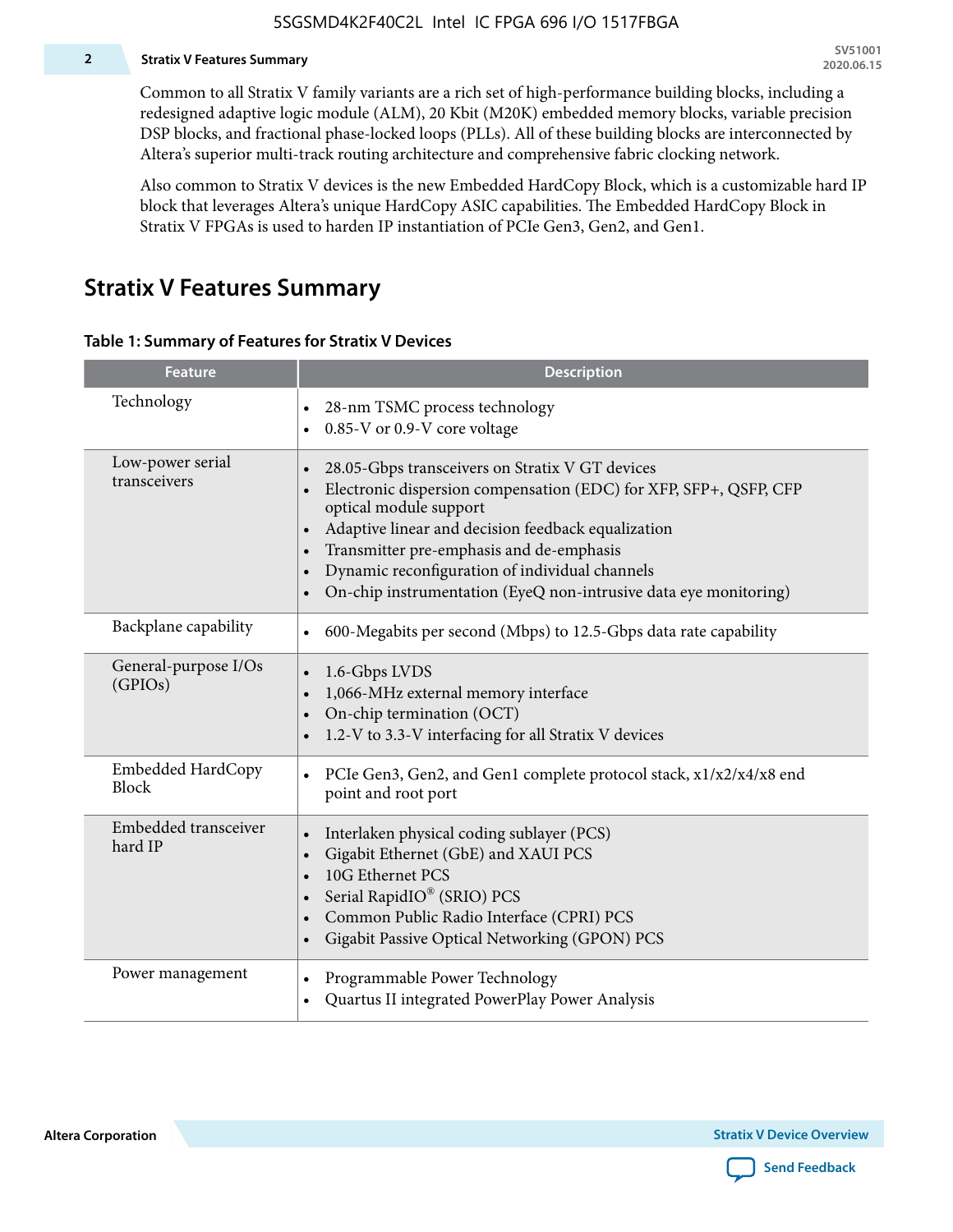Common to all Stratix V family variants are a rich set of high-performance building blocks, including a redesigned adaptive logic module (ALM), 20 Kbit (M20K) embedded memory blocks, variable precision DSP blocks, and fractional phase-locked loops (PLLs). All of these building blocks are interconnected by Altera's superior multi-track routing architecture and comprehensive fabric clocking network.

Also common to Stratix V devices is the new Embedded HardCopy Block, which is a customizable hard IP block that leverages Altera's unique HardCopy ASIC capabilities. The Embedded HardCopy Block in Stratix V FPGAs is used to harden IP instantiation of PCIe Gen3, Gen2, and Gen1.

## Stratix V Features Summary

**Table 1: Summary of Features for Stratix V Devices**

| Feature | Description |
|---|---|
| Technology | • 28-nm TSMC process technology<br>• 0.85-V or 0.9-V core voltage |
| Low-power serial transceivers | • 28.05-Gbps transceivers on Stratix V GT devices<br>• Electronic dispersion compensation (EDC) for XFP, SFP+, QSFP, CFP optical module support<br>• Adaptive linear and decision feedback equalization<br>• Transmitter pre-emphasis and de-emphasis<br>• Dynamic reconfiguration of individual channels<br>• On-chip instrumentation (EyeQ non-intrusive data eye monitoring) |
| Backplane capability | • 600-Megabits per second (Mbps) to 12.5-Gbps data rate capability |
| General-purpose I/Os (GPIOs) | • 1.6-Gbps LVDS<br>• 1,066-MHz external memory interface<br>• On-chip termination (OCT)<br>• 1.2-V to 3.3-V interfacing for all Stratix V devices |
| Embedded HardCopy Block | • PCIe Gen3, Gen2, and Gen1 complete protocol stack, x1/x2/x4/x8 end point and root port |
| Embedded transceiver hard IP | • Interlaken physical coding sublayer (PCS)<br>• Gigabit Ethernet (GbE) and XAUI PCS<br>• 10G Ethernet PCS<br>• Serial RapidIO® (SRIO) PCS<br>• Common Public Radio Interface (CPRI) PCS<br>• Gigabit Passive Optical Networking (GPON) PCS |
| Power management | • Programmable Power Technology<br>• Quartus II integrated PowerPlay Power Analysis |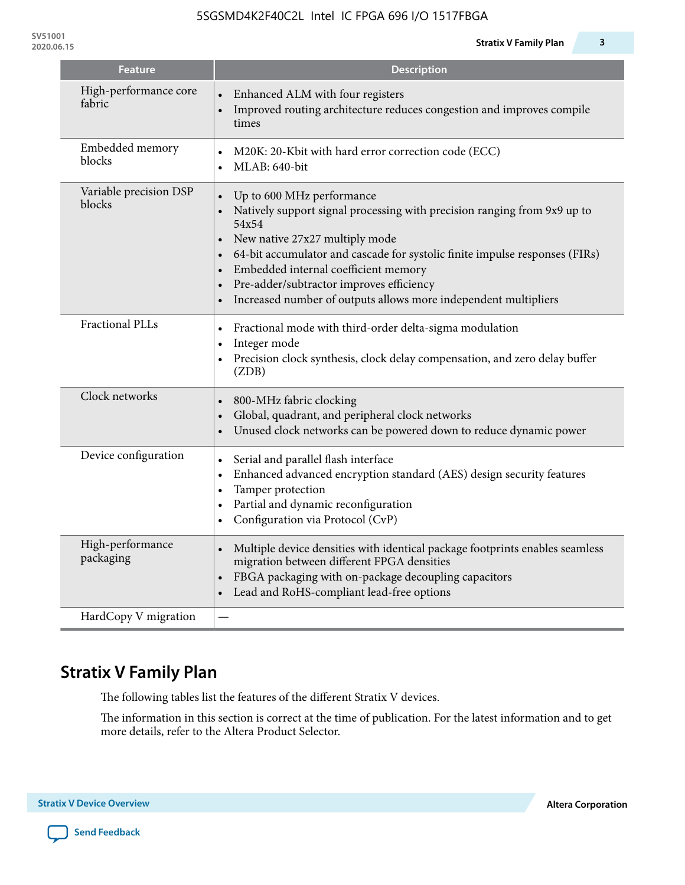| Feature | Description |
|---|---|
| High-performance core fabric | • Enhanced ALM with four registers<br>• Improved routing architecture reduces congestion and improves compile times |
| Embedded memory blocks | • M20K: 20-Kbit with hard error correction code (ECC)<br>• MLAB: 640-bit |
| Variable precision DSP blocks | • Up to 600 MHz performance<br>• Natively support signal processing with precision ranging from 9x9 up to 54x54<br>• New native 27x27 multiply mode<br>• 64-bit accumulator and cascade for systolic finite impulse responses (FIRs)<br>• Embedded internal coefficient memory<br>• Pre-adder/subtractor improves efficiency<br>• Increased number of outputs allows more independent multipliers |
| Fractional PLLs | • Fractional mode with third-order delta-sigma modulation<br>• Integer mode<br>• Precision clock synthesis, clock delay compensation, and zero delay buffer (ZDB) |
| Clock networks | • 800-MHz fabric clocking<br>• Global, quadrant, and peripheral clock networks<br>• Unused clock networks can be powered down to reduce dynamic power |
| Device configuration | • Serial and parallel flash interface<br>• Enhanced advanced encryption standard (AES) design security features<br>• Tamper protection<br>• Partial and dynamic reconfiguration<br>• Configuration via Protocol (CvP) |
| High-performance packaging | • Multiple device densities with identical package footprints enables seamless migration between different FPGA densities<br>• FBGA packaging with on-package decoupling capacitors<br>• Lead and RoHS-compliant lead-free options |
| HardCopy V migration | — |

## Stratix V Family Plan

The following tables list the features of the different Stratix V devices.

The information in this section is correct at the time of publication. For the latest information and to get more details, refer to the Altera Product Selector.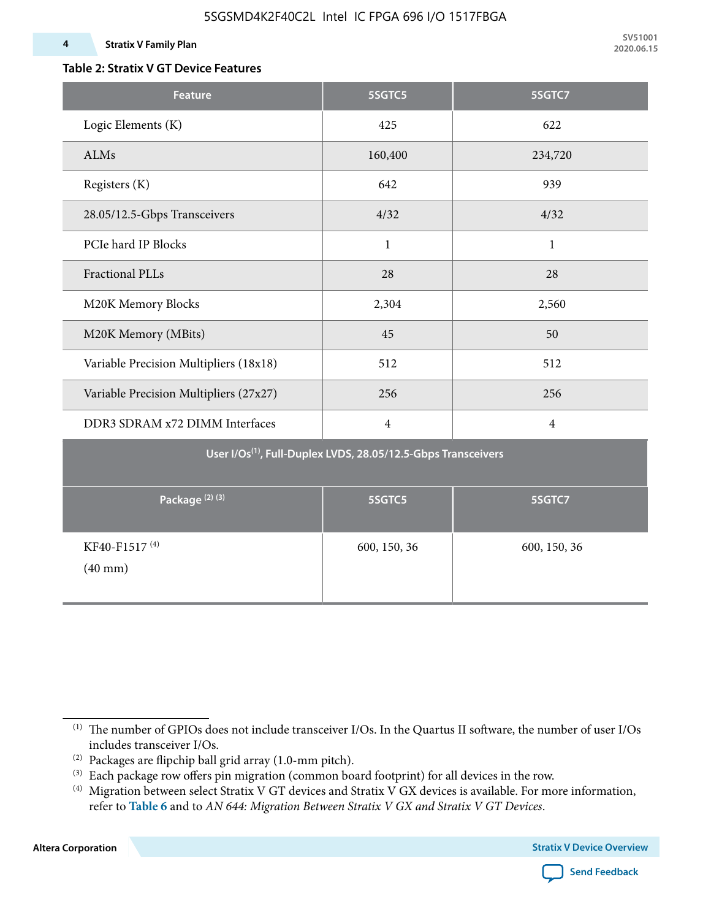### Table 2: Stratix V GT Device Features

| Feature | 5SGTC5 | 5SGTC7 |
|---|---|---|
| Logic Elements (K) | 425 | 622 |
| ALMs | 160,400 | 234,720 |
| Registers (K) | 642 | 939 |
| 28.05/12.5-Gbps Transceivers | 4/32 | 4/32 |
| PCIe hard IP Blocks | 1 | 1 |
| Fractional PLLs | 28 | 28 |
| M20K Memory Blocks | 2,304 | 2,560 |
| M20K Memory (MBits) | 45 | 50 |
| Variable Precision Multipliers (18x18) | 512 | 512 |
| Variable Precision Multipliers (27x27) | 256 | 256 |
| DDR3 SDRAM x72 DIMM Interfaces | 4 | 4 |
| **User I/Os[1], Full-Duplex LVDS, 28.05/12.5-Gbps Transceivers** | | |
| **Package [2] [3]** | **5SGTC5** | **5SGTC7** |
| KF40-F1517 [4] (40 mm) | 600, 150, 36 | 600, 150, 36 |

[1] The number of GPIOs does not include transceiver I/Os. In the Quartus II software, the number of user I/Os includes transceiver I/Os.

[2] Packages are flipchip ball grid array (1.0-mm pitch).

[3] Each package row offers pin migration (common board footprint) for all devices in the row.

[4] Migration between select Stratix V GT devices and Stratix V GX devices is available. For more information, refer to **Table 6** and to *AN 644: Migration Between Stratix V GX and Stratix V GT Devices*.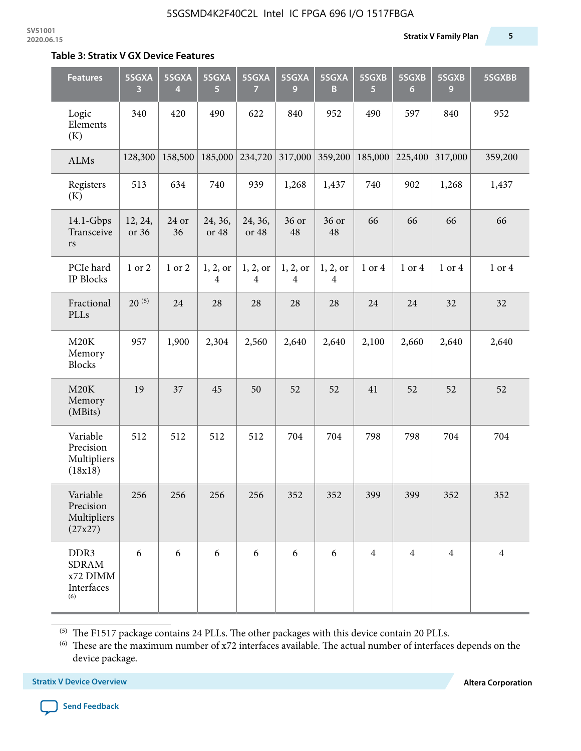**Table 3: Stratix V GX Device Features**

| Features | 5SGXA 3 | 5SGXA 4 | 5SGXA 5 | 5SGXA 7 | 5SGXA 9 | 5SGXA B | 5SGXB 5 | 5SGXB 6 | 5SGXB 9 | 5SGXBB |
|---|---|---|---|---|---|---|---|---|---|---|
| Logic Elements (K) | 340 | 420 | 490 | 622 | 840 | 952 | 490 | 597 | 840 | 952 |
| ALMs | 128,300 | 158,500 | 185,000 | 234,720 | 317,000 | 359,200 | 185,000 | 225,400 | 317,000 | 359,200 |
| Registers (K) | 513 | 634 | 740 | 939 | 1,268 | 1,437 | 740 | 902 | 1,268 | 1,437 |
| 14.1-Gbps Transceivers | 12, 24, or 36 | 24 or 36 | 24, 36, or 48 | 24, 36, or 48 | 36 or 48 | 36 or 48 | 66 | 66 | 66 | 66 |
| PCIe hard IP Blocks | 1 or 2 | 1 or 2 | 1, 2, or 4 | 1, 2, or 4 | 1, 2, or 4 | 1, 2, or 4 | 1 or 4 | 1 or 4 | 1 or 4 | 1 or 4 |
| Fractional PLLs | 20 [(5)] | 24 | 28 | 28 | 28 | 28 | 24 | 24 | 32 | 32 |
| M20K Memory Blocks | 957 | 1,900 | 2,304 | 2,560 | 2,640 | 2,640 | 2,100 | 2,660 | 2,640 | 2,640 |
| M20K Memory (MBits) | 19 | 37 | 45 | 50 | 52 | 52 | 41 | 52 | 52 | 52 |
| Variable Precision Multipliers (18x18) | 512 | 512 | 512 | 512 | 704 | 704 | 798 | 798 | 704 | 704 |
| Variable Precision Multipliers (27x27) | 256 | 256 | 256 | 256 | 352 | 352 | 399 | 399 | 352 | 352 |
| DDR3 SDRAM x72 DIMM Interfaces [(6)] | 6 | 6 | 6 | 6 | 6 | 6 | 4 | 4 | 4 | 4 |

(5) The F1517 package contains 24 PLLs. The other packages with this device contain 20 PLLs.

(6) These are the maximum number of x72 interfaces available. The actual number of interfaces depends on the device package.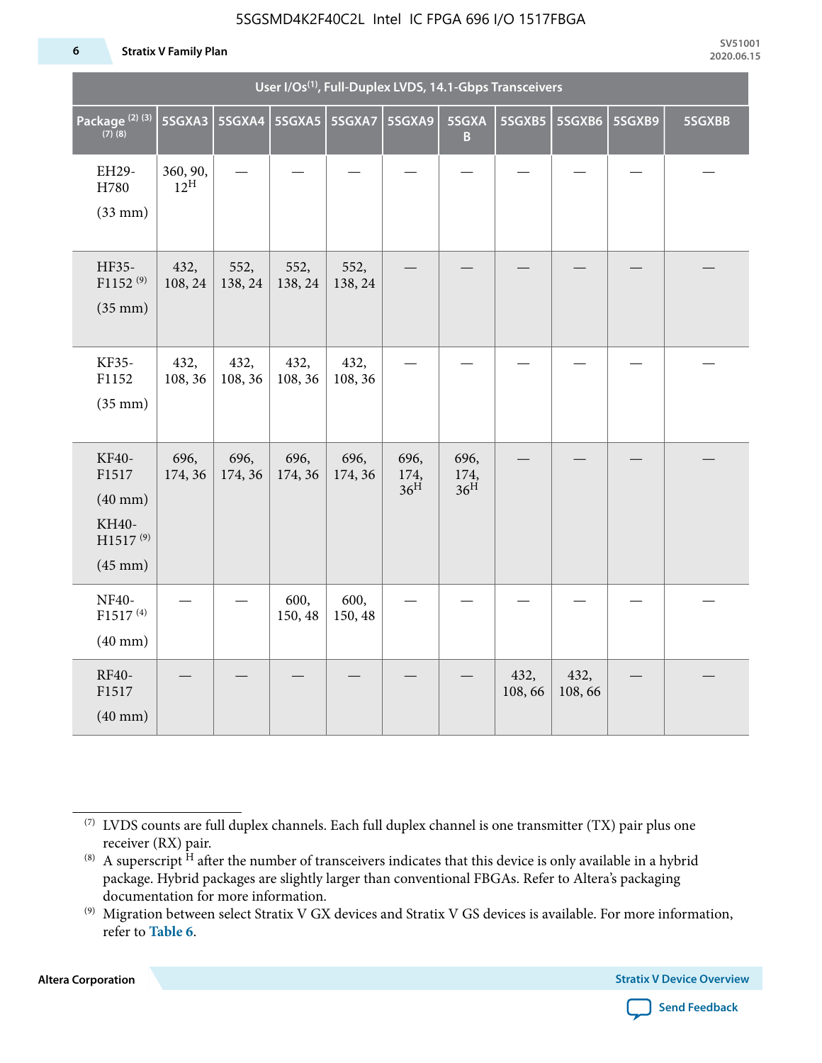| User I/Os(1), Full-Duplex LVDS, 14.1-Gbps Transceivers | | | | | | | | | | |
|---|---|---|---|---|---|---|---|---|---|---|
| Package (2) (3) (7) (8) | 5SGXA3 | 5SGXA4 | 5SGXA5 | 5SGXA7 | 5SGXA9 | 5SGXAB | 5SGXB5 | 5SGXB6 | 5SGXB9 | 5SGXBB |
| EH29-H780 (33 mm) | 360, 90, 12H | — | — | — | — | — | — | — | — | — |
| HF35-F1152 (9) (35 mm) | 432, 108, 24 | 552, 138, 24 | 552, 138, 24 | 552, 138, 24 | — | — | — | — | — | — |
| KF35-F1152 (35 mm) | 432, 108, 36 | 432, 108, 36 | 432, 108, 36 | 432, 108, 36 | — | — | — | — | — | — |
| KF40-F1517 (40 mm) KH40-H1517 (9) (45 mm) | 696, 174, 36 | 696, 174, 36 | 696, 174, 36 | 696, 174, 36 | 696, 174, 36H | 696, 174, 36H | — | — | — | — |
| NF40-F1517 (4) (40 mm) | — | — | 600, 150, 48 | 600, 150, 48 | — | — | — | — | — | — |
| RF40-F1517 (40 mm) | — | — | — | — | — | — | 432, 108, 66 | 432, 108, 66 | — | — |

(7) LVDS counts are full duplex channels. Each full duplex channel is one transmitter (TX) pair plus one receiver (RX) pair.

(8) A superscript H after the number of transceivers indicates that this device is only available in a hybrid package. Hybrid packages are slightly larger than conventional FBGAs. Refer to Altera's packaging documentation for more information.

(9) Migration between select Stratix V GX devices and Stratix V GS devices is available. For more information, refer to **Table 6**.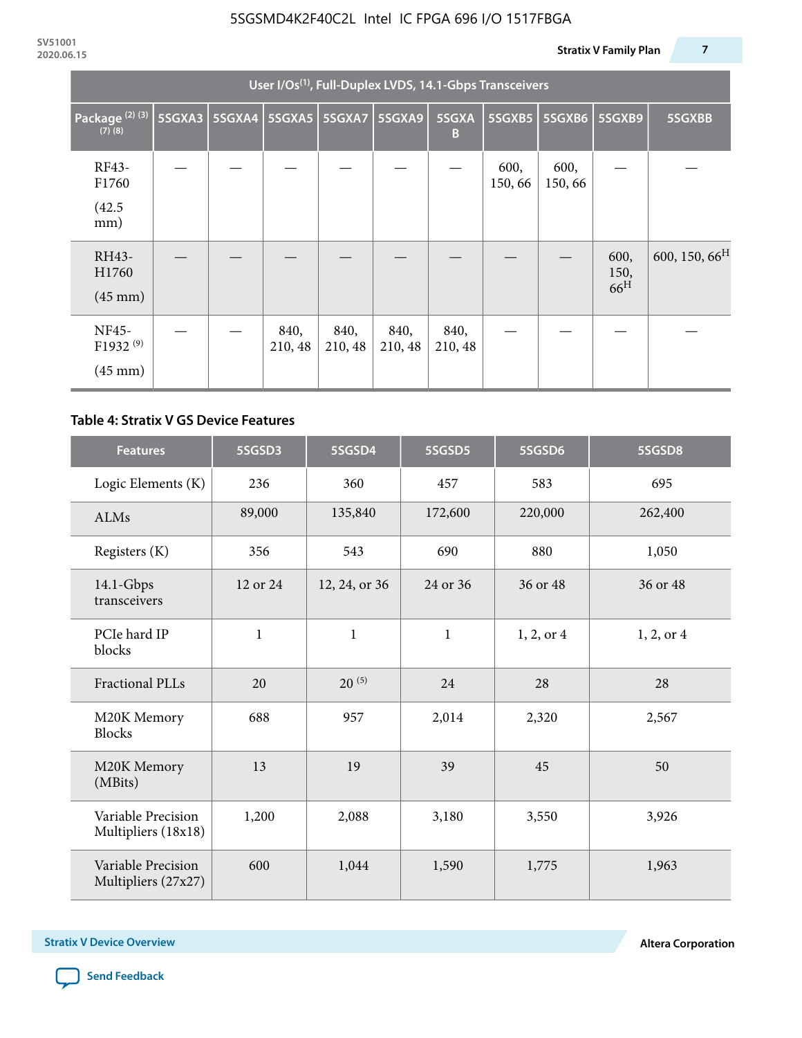| User I/Os(1), Full-Duplex LVDS, 14.1-Gbps Transceivers | | | | | | | | | | |
|---|---|---|---|---|---|---|---|---|---|---|
| Package (2) (3) (7) (8) | 5SGXA3 | 5SGXA4 | 5SGXA5 | 5SGXA7 | 5SGXA9 | 5SGXA B | 5SGXB5 | 5SGXB6 | 5SGXB9 | 5SGXBB |
| RF43-F1760 (42.5 mm) | — | — | — | — | — | — | 600, 150, 66 | 600, 150, 66 | — | — |
| RH43-H1760 (45 mm) | — | — | — | — | — | — | — | — | 600, 150, 66H | 600, 150, 66H |
| NF45-F1932 (9) (45 mm) | — | — | 840, 210, 48 | 840, 210, 48 | 840, 210, 48 | 840, 210, 48 | — | — | — | — |

**Table 4: Stratix V GS Device Features**

| Features | 5SGSD3 | 5SGSD4 | 5SGSD5 | 5SGSD6 | 5SGSD8 |
|---|---|---|---|---|---|
| Logic Elements (K) | 236 | 360 | 457 | 583 | 695 |
| ALMs | 89,000 | 135,840 | 172,600 | 220,000 | 262,400 |
| Registers (K) | 356 | 543 | 690 | 880 | 1,050 |
| 14.1-Gbps transceivers | 12 or 24 | 12, 24, or 36 | 24 or 36 | 36 or 48 | 36 or 48 |
| PCIe hard IP blocks | 1 | 1 | 1 | 1, 2, or 4 | 1, 2, or 4 |
| Fractional PLLs | 20 | 20 (5) | 24 | 28 | 28 |
| M20K Memory Blocks | 688 | 957 | 2,014 | 2,320 | 2,567 |
| M20K Memory (MBits) | 13 | 19 | 39 | 45 | 50 |
| Variable Precision Multipliers (18x18) | 1,200 | 2,088 | 3,180 | 3,550 | 3,926 |
| Variable Precision Multipliers (27x27) | 600 | 1,044 | 1,590 | 1,775 | 1,963 |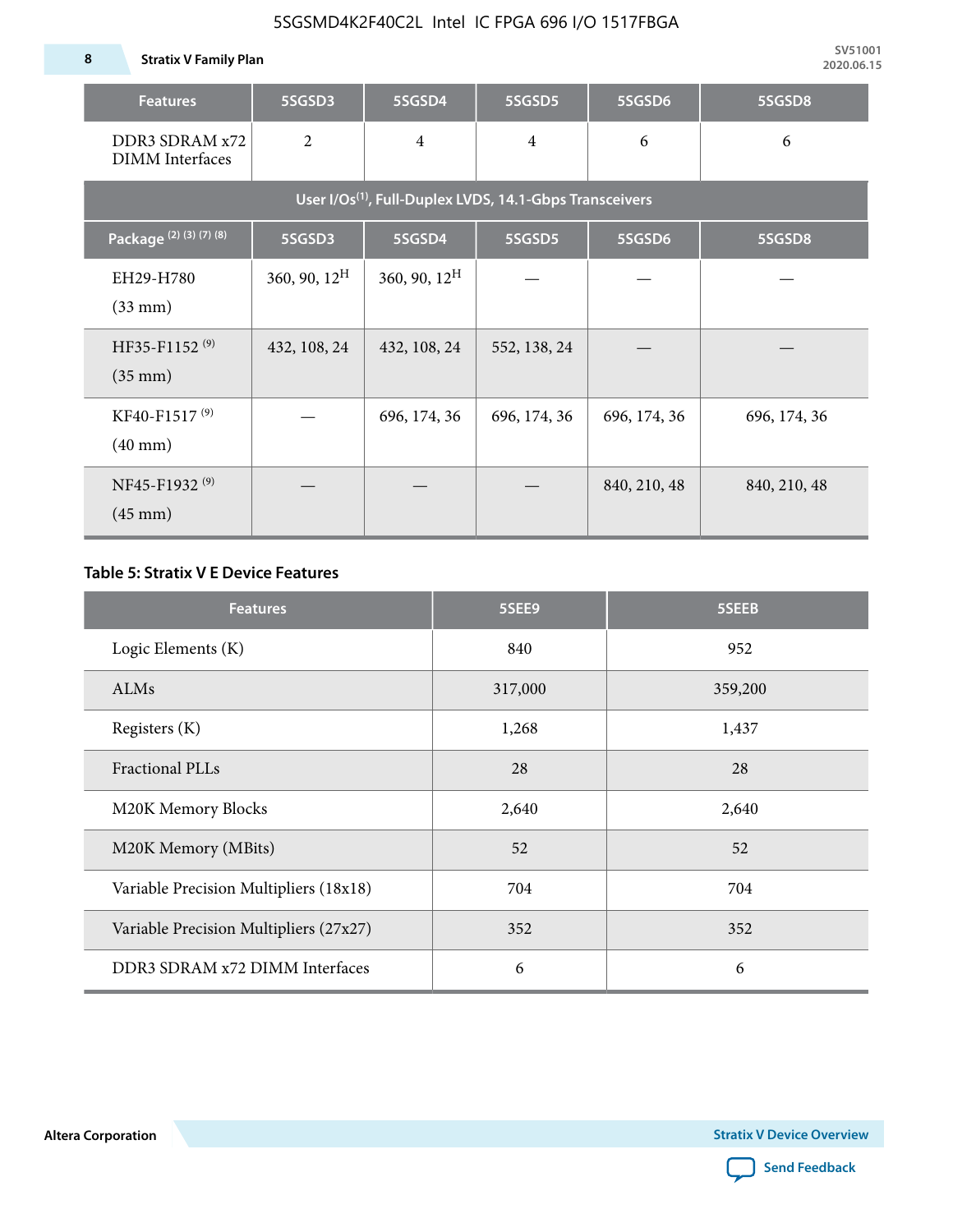| Features | 5SGSD3 | 5SGSD4 | 5SGSD5 | 5SGSD6 | 5SGSD8 |
|---|---|---|---|---|---|
| DDR3 SDRAM x72 DIMM Interfaces | 2 | 4 | 4 | 6 | 6 |
| User I/Os[(1)], Full-Duplex LVDS, 14.1-Gbps Transceivers | | | | | |
| Package [(2) (3) (7) (8)] | 5SGSD3 | 5SGSD4 | 5SGSD5 | 5SGSD6 | 5SGSD8 |
| EH29-H780 (33 mm) | 360, 90, 12[H] | 360, 90, 12[H] | — | — | — |
| HF35-F1152 [(9)] (35 mm) | 432, 108, 24 | 432, 108, 24 | 552, 138, 24 | — | — |
| KF40-F1517 [(9)] (40 mm) | — | 696, 174, 36 | 696, 174, 36 | 696, 174, 36 | 696, 174, 36 |
| NF45-F1932 [(9)] (45 mm) | — | — | — | 840, 210, 48 | 840, 210, 48 |

**Table 5: Stratix V E Device Features**

| Features | 5SEE9 | 5SEEB |
|---|---|---|
| Logic Elements (K) | 840 | 952 |
| ALMs | 317,000 | 359,200 |
| Registers (K) | 1,268 | 1,437 |
| Fractional PLLs | 28 | 28 |
| M20K Memory Blocks | 2,640 | 2,640 |
| M20K Memory (MBits) | 52 | 52 |
| Variable Precision Multipliers (18x18) | 704 | 704 |
| Variable Precision Multipliers (27x27) | 352 | 352 |
| DDR3 SDRAM x72 DIMM Interfaces | 6 | 6 |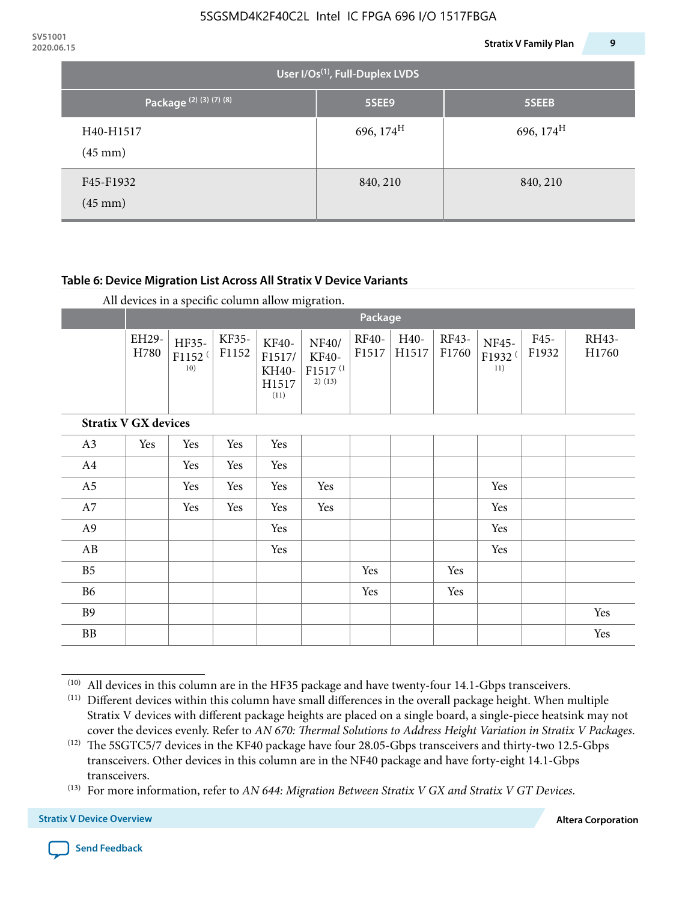| User I/Os(1), Full-Duplex LVDS | | |
|---|---|---|
| Package (2) (3) (7) (8) | 5SEE9 | 5SEEB |
| H40-H1517 (45 mm) | 696, 174H | 696, 174H |
| F45-F1932 (45 mm) | 840, 210 | 840, 210 |

**Table 6: Device Migration List Across All Stratix V Device Variants**

All devices in a specific column allow migration.

| | Package | | | | | | | | | | |
|---|---|---|---|---|---|---|---|---|---|---|---|
| | EH29-H780 | HF35-F1152 (10) | KF35-F1152 | KF40-F1517/ KH40-H1517 (11) | NF40/ KF40-F1517 (12) (13) | RF40-F1517 | H40-H1517 | RF43-F1760 | NF45-F1932 (11) | F45-F1932 | RH43-H1760 |
| **Stratix V GX devices** | | | | | | | | | | | |
| A3 | Yes | Yes | Yes | Yes | | | | | | | |
| A4 | | Yes | Yes | Yes | | | | | | | |
| A5 | | Yes | Yes | Yes | Yes | | | | Yes | | |
| A7 | | Yes | Yes | Yes | Yes | | | | Yes | | |
| A9 | | | | Yes | | | | | Yes | | |
| AB | | | | Yes | | | | | Yes | | |
| B5 | | | | | | Yes | | Yes | | | |
| B6 | | | | | | Yes | | Yes | | | |
| B9 | | | | | | | | | | | Yes |
| BB | | | | | | | | | | | Yes |

(10) All devices in this column are in the HF35 package and have twenty-four 14.1-Gbps transceivers.

(11) Different devices within this column have small differences in the overall package height. When multiple Stratix V devices with different package heights are placed on a single board, a single-piece heatsink may not cover the devices evenly. Refer to *AN 670: Thermal Solutions to Address Height Variation in Stratix V Packages*.

(12) The 5SGTC5/7 devices in the KF40 package have four 28.05-Gbps transceivers and thirty-two 12.5-Gbps transceivers. Other devices in this column are in the NF40 package and have forty-eight 14.1-Gbps transceivers.

(13) For more information, refer to *AN 644: Migration Between Stratix V GX and Stratix V GT Devices*.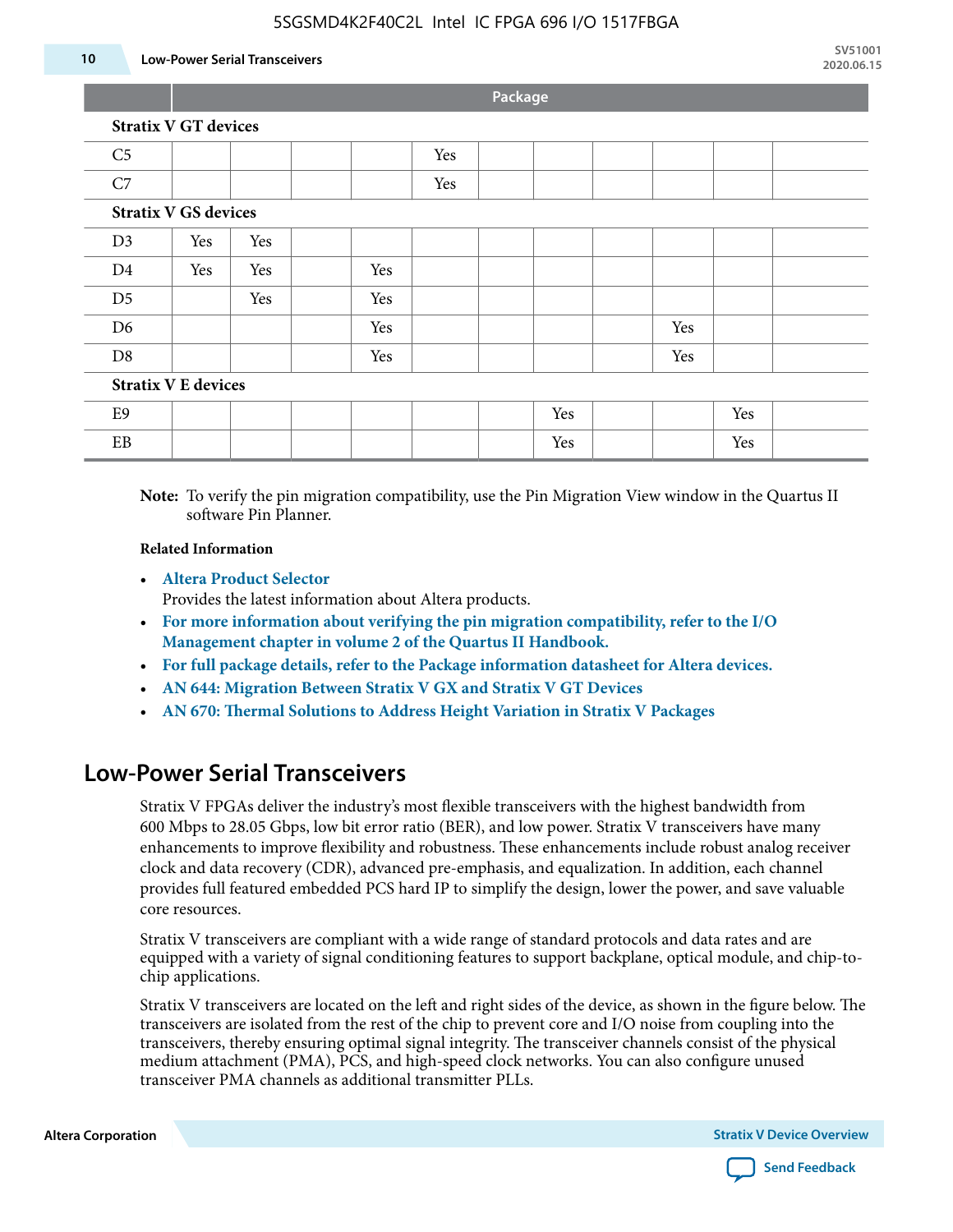| | Package | | | | | | | | | | |
|---|---|---|---|---|---|---|---|---|---|---|---|
| **Stratix V GT devices** | | | | | | | | | | | |
| C5 | | | | | Yes | | | | | | |
| C7 | | | | | Yes | | | | | | |
| **Stratix V GS devices** | | | | | | | | | | | |
| D3 | Yes | Yes | | | | | | | | | |
| D4 | Yes | Yes | | Yes | | | | | | | |
| D5 | | Yes | | Yes | | | | | | | |
| D6 | | | | Yes | | | | | Yes | | |
| D8 | | | | Yes | | | | | Yes | | |
| **Stratix V E devices** | | | | | | | | | | | |
| E9 | | | | | | | Yes | | | Yes | |
| EB | | | | | | | Yes | | | Yes | |

**Note:** To verify the pin migration compatibility, use the Pin Migration View window in the Quartus II software Pin Planner.

**Related Information**

- **Altera Product Selector**
  Provides the latest information about Altera products.
- **For more information about verifying the pin migration compatibility, refer to the I/O Management chapter in volume 2 of the Quartus II Handbook.**
- **For full package details, refer to the Package information datasheet for Altera devices.**
- **AN 644: Migration Between Stratix V GX and Stratix V GT Devices**
- **AN 670: Thermal Solutions to Address Height Variation in Stratix V Packages**

## Low-Power Serial Transceivers

Stratix V FPGAs deliver the industry's most flexible transceivers with the highest bandwidth from 600 Mbps to 28.05 Gbps, low bit error ratio (BER), and low power. Stratix V transceivers have many enhancements to improve flexibility and robustness. These enhancements include robust analog receiver clock and data recovery (CDR), advanced pre-emphasis, and equalization. In addition, each channel provides full featured embedded PCS hard IP to simplify the design, lower the power, and save valuable core resources.

Stratix V transceivers are compliant with a wide range of standard protocols and data rates and are equipped with a variety of signal conditioning features to support backplane, optical module, and chip-to-chip applications.

Stratix V transceivers are located on the left and right sides of the device, as shown in the figure below. The transceivers are isolated from the rest of the chip to prevent core and I/O noise from coupling into the transceivers, thereby ensuring optimal signal integrity. The transceiver channels consist of the physical medium attachment (PMA), PCS, and high-speed clock networks. You can also configure unused transceiver PMA channels as additional transmitter PLLs.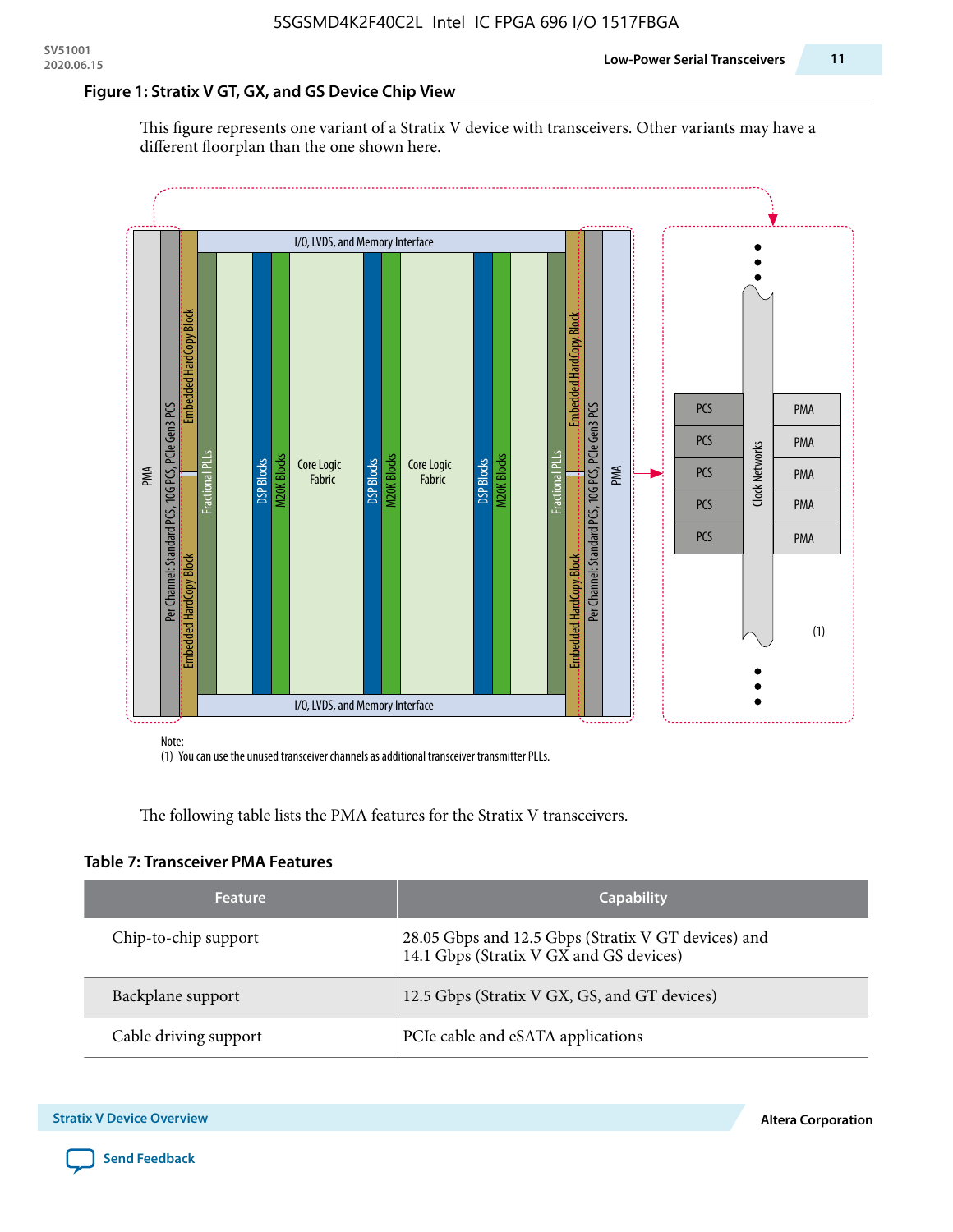### Figure 1: Stratix V GT, GX, and GS Device Chip View

This figure represents one variant of a Stratix V device with transceivers. Other variants may have a different floorplan than the one shown here.

Note:
(1) You can use the unused transceiver channels as additional transceiver transmitter PLLs.

The following table lists the PMA features for the Stratix V transceivers.

### Table 7: Transceiver PMA Features

| Feature | Capability |
| --- | --- |
| Chip-to-chip support | 28.05 Gbps and 12.5 Gbps (Stratix V GT devices) and 14.1 Gbps (Stratix V GX and GS devices) |
| Backplane support | 12.5 Gbps (Stratix V GX, GS, and GT devices) |
| Cable driving support | PCIe cable and eSATA applications |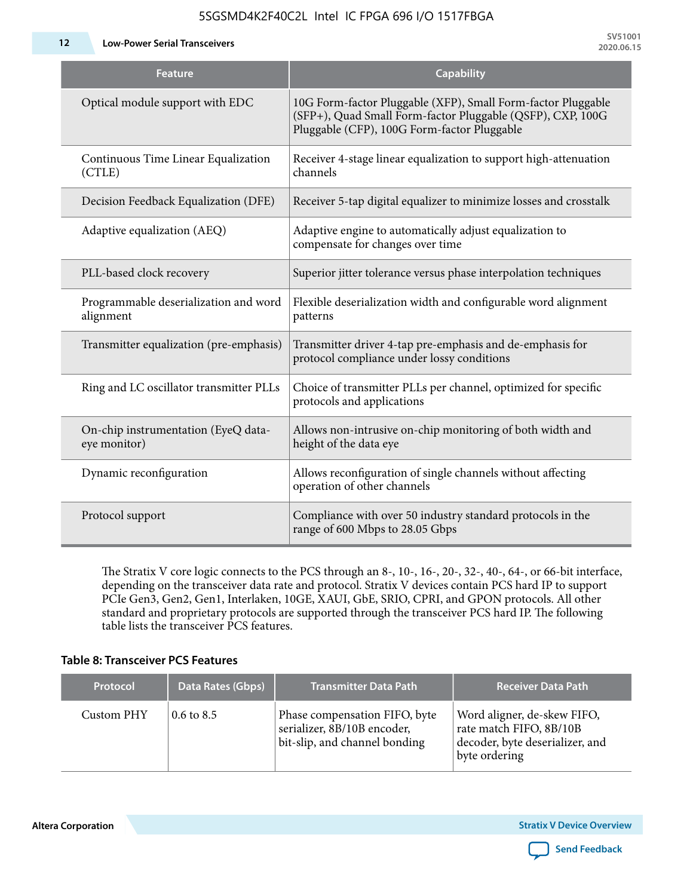| Feature | Capability |
|---|---|
| Optical module support with EDC | 10G Form-factor Pluggable (XFP), Small Form-factor Pluggable (SFP+), Quad Small Form-factor Pluggable (QSFP), CXP, 100G Pluggable (CFP), 100G Form-factor Pluggable |
| Continuous Time Linear Equalization (CTLE) | Receiver 4-stage linear equalization to support high-attenuation channels |
| Decision Feedback Equalization (DFE) | Receiver 5-tap digital equalizer to minimize losses and crosstalk |
| Adaptive equalization (AEQ) | Adaptive engine to automatically adjust equalization to compensate for changes over time |
| PLL-based clock recovery | Superior jitter tolerance versus phase interpolation techniques |
| Programmable deserialization and word alignment | Flexible deserialization width and configurable word alignment patterns |
| Transmitter equalization (pre-emphasis) | Transmitter driver 4-tap pre-emphasis and de-emphasis for protocol compliance under lossy conditions |
| Ring and LC oscillator transmitter PLLs | Choice of transmitter PLLs per channel, optimized for specific protocols and applications |
| On-chip instrumentation (EyeQ data-eye monitor) | Allows non-intrusive on-chip monitoring of both width and height of the data eye |
| Dynamic reconfiguration | Allows reconfiguration of single channels without affecting operation of other channels |
| Protocol support | Compliance with over 50 industry standard protocols in the range of 600 Mbps to 28.05 Gbps |

The Stratix V core logic connects to the PCS through an 8-, 10-, 16-, 20-, 32-, 40-, 64-, or 66-bit interface, depending on the transceiver data rate and protocol. Stratix V devices contain PCS hard IP to support PCIe Gen3, Gen2, Gen1, Interlaken, 10GE, XAUI, GbE, SRIO, CPRI, and GPON protocols. All other standard and proprietary protocols are supported through the transceiver PCS hard IP. The following table lists the transceiver PCS features.

**Table 8: Transceiver PCS Features**

| Protocol | Data Rates (Gbps) | Transmitter Data Path | Receiver Data Path |
|---|---|---|---|
| Custom PHY | 0.6 to 8.5 | Phase compensation FIFO, byte serializer, 8B/10B encoder, bit-slip, and channel bonding | Word aligner, de-skew FIFO, rate match FIFO, 8B/10B decoder, byte deserializer, and byte ordering |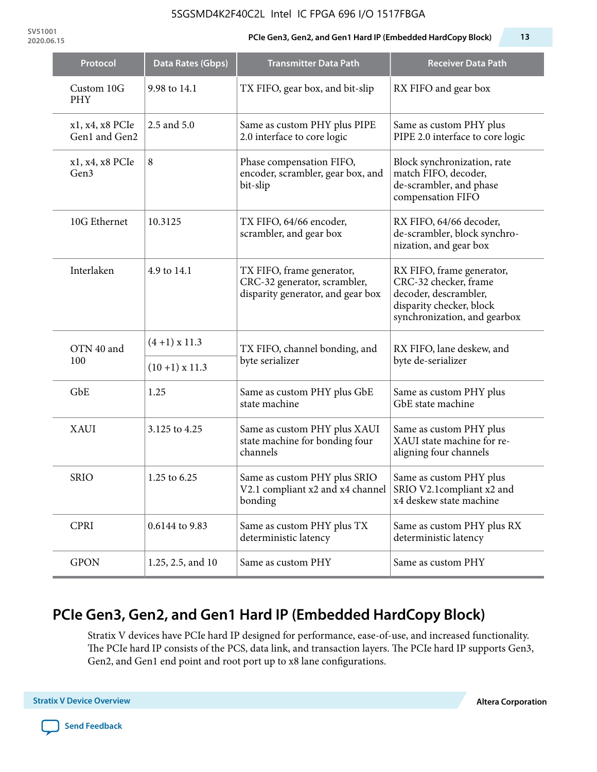| Protocol | Data Rates (Gbps) | Transmitter Data Path | Receiver Data Path |
|---|---|---|---|
| Custom 10G PHY | 9.98 to 14.1 | TX FIFO, gear box, and bit-slip | RX FIFO and gear box |
| x1, x4, x8 PCIe Gen1 and Gen2 | 2.5 and 5.0 | Same as custom PHY plus PIPE 2.0 interface to core logic | Same as custom PHY plus PIPE 2.0 interface to core logic |
| x1, x4, x8 PCIe Gen3 | 8 | Phase compensation FIFO, encoder, scrambler, gear box, and bit-slip | Block synchronization, rate match FIFO, decoder, de-scrambler, and phase compensation FIFO |
| 10G Ethernet | 10.3125 | TX FIFO, 64/66 encoder, scrambler, and gear box | RX FIFO, 64/66 decoder, de-scrambler, block synchro-nization, and gear box |
| Interlaken | 4.9 to 14.1 | TX FIFO, frame generator, CRC-32 generator, scrambler, disparity generator, and gear box | RX FIFO, frame generator, CRC-32 checker, frame decoder, descrambler, disparity checker, block synchronization, and gearbox |
| OTN 40 and 100 | (4 +1) x 11.3 | TX FIFO, channel bonding, and byte serializer | RX FIFO, lane deskew, and byte de-serializer |
| | (10 +1) x 11.3 | | |
| GbE | 1.25 | Same as custom PHY plus GbE state machine | Same as custom PHY plus GbE state machine |
| XAUI | 3.125 to 4.25 | Same as custom PHY plus XAUI state machine for bonding four channels | Same as custom PHY plus XAUI state machine for re-aligning four channels |
| SRIO | 1.25 to 6.25 | Same as custom PHY plus SRIO V2.1 compliant x2 and x4 channel bonding | Same as custom PHY plus SRIO V2.1compliant x2 and x4 deskew state machine |
| CPRI | 0.6144 to 9.83 | Same as custom PHY plus TX deterministic latency | Same as custom PHY plus RX deterministic latency |
| GPON | 1.25, 2.5, and 10 | Same as custom PHY | Same as custom PHY |

## PCIe Gen3, Gen2, and Gen1 Hard IP (Embedded HardCopy Block)

Stratix V devices have PCIe hard IP designed for performance, ease-of-use, and increased functionality. The PCIe hard IP consists of the PCS, data link, and transaction layers. The PCIe hard IP supports Gen3, Gen2, and Gen1 end point and root port up to x8 lane configurations.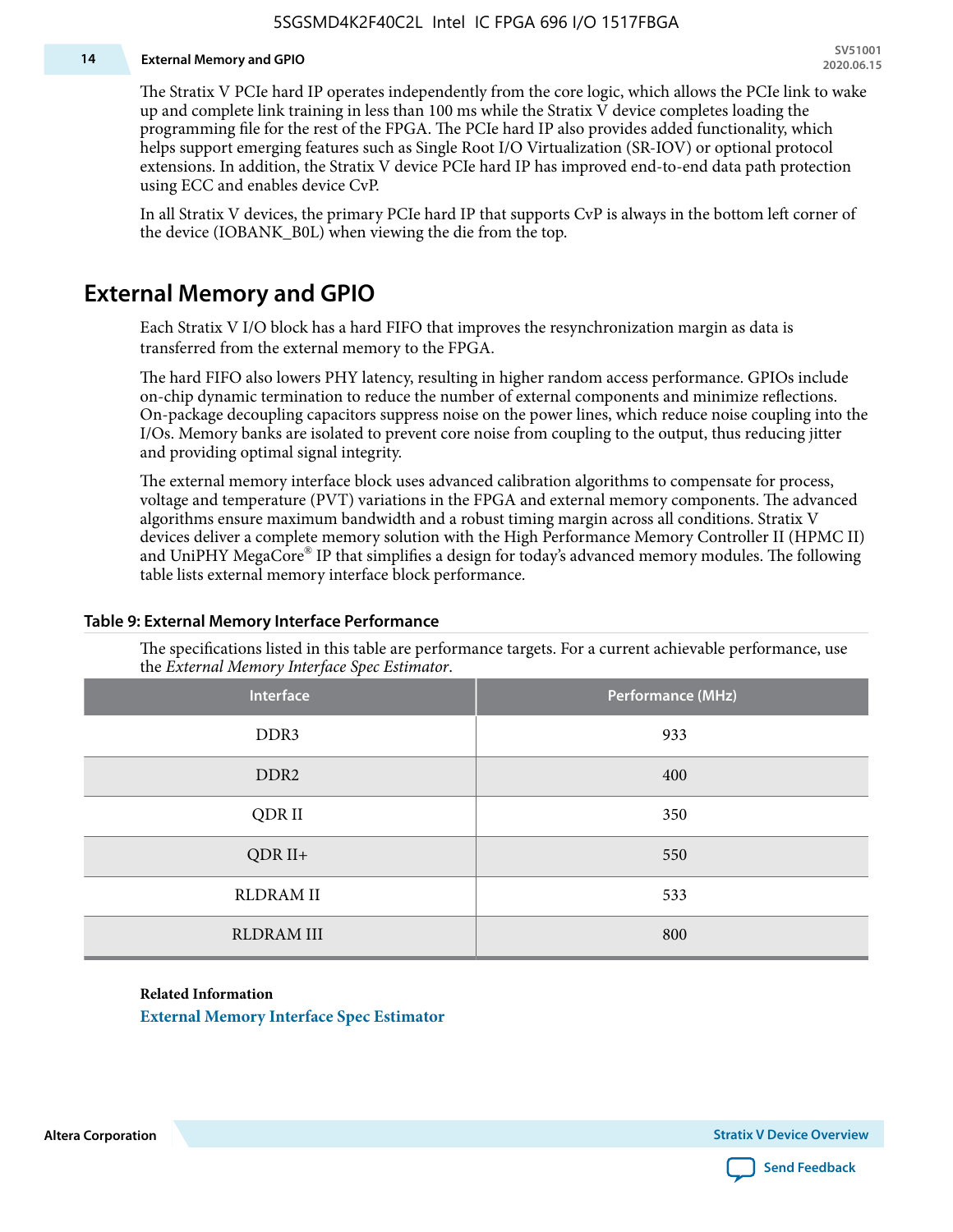The Stratix V PCIe hard IP operates independently from the core logic, which allows the PCIe link to wake up and complete link training in less than 100 ms while the Stratix V device completes loading the programming file for the rest of the FPGA. The PCIe hard IP also provides added functionality, which helps support emerging features such as Single Root I/O Virtualization (SR-IOV) or optional protocol extensions. In addition, the Stratix V device PCIe hard IP has improved end-to-end data path protection using ECC and enables device CvP.

In all Stratix V devices, the primary PCIe hard IP that supports CvP is always in the bottom left corner of the device (IOBANK_B0L) when viewing the die from the top.

## External Memory and GPIO

Each Stratix V I/O block has a hard FIFO that improves the resynchronization margin as data is transferred from the external memory to the FPGA.

The hard FIFO also lowers PHY latency, resulting in higher random access performance. GPIOs include on-chip dynamic termination to reduce the number of external components and minimize reflections. On-package decoupling capacitors suppress noise on the power lines, which reduce noise coupling into the I/Os. Memory banks are isolated to prevent core noise from coupling to the output, thus reducing jitter and providing optimal signal integrity.

The external memory interface block uses advanced calibration algorithms to compensate for process, voltage and temperature (PVT) variations in the FPGA and external memory components. The advanced algorithms ensure maximum bandwidth and a robust timing margin across all conditions. Stratix V devices deliver a complete memory solution with the High Performance Memory Controller II (HPMC II) and UniPHY MegaCore® IP that simplifies a design for today's advanced memory modules. The following table lists external memory interface block performance.

**Table 9: External Memory Interface Performance**

The specifications listed in this table are performance targets. For a current achievable performance, use the *External Memory Interface Spec Estimator*.

| Interface | Performance (MHz) |
|---|---|
| DDR3 | 933 |
| DDR2 | 400 |
| QDR II | 350 |
| QDR II+ | 550 |
| RLDRAM II | 533 |
| RLDRAM III | 800 |

**Related Information**

External Memory Interface Spec Estimator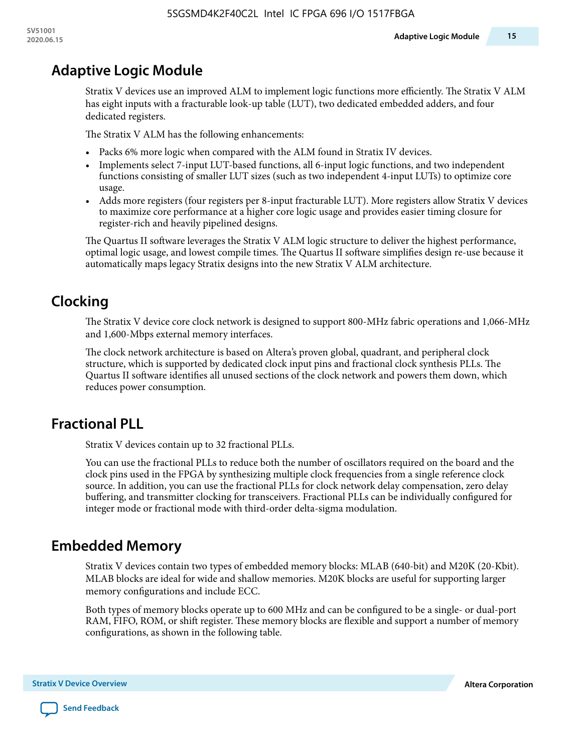## Adaptive Logic Module

Stratix V devices use an improved ALM to implement logic functions more efficiently. The Stratix V ALM has eight inputs with a fracturable look-up table (LUT), two dedicated embedded adders, and four dedicated registers.

The Stratix V ALM has the following enhancements:

- Packs 6% more logic when compared with the ALM found in Stratix IV devices.
- Implements select 7-input LUT-based functions, all 6-input logic functions, and two independent functions consisting of smaller LUT sizes (such as two independent 4-input LUTs) to optimize core usage.
- Adds more registers (four registers per 8-input fracturable LUT). More registers allow Stratix V devices to maximize core performance at a higher core logic usage and provides easier timing closure for register-rich and heavily pipelined designs.

The Quartus II software leverages the Stratix V ALM logic structure to deliver the highest performance, optimal logic usage, and lowest compile times. The Quartus II software simplifies design re-use because it automatically maps legacy Stratix designs into the new Stratix V ALM architecture.

## Clocking

The Stratix V device core clock network is designed to support 800-MHz fabric operations and 1,066-MHz and 1,600-Mbps external memory interfaces.

The clock network architecture is based on Altera's proven global, quadrant, and peripheral clock structure, which is supported by dedicated clock input pins and fractional clock synthesis PLLs. The Quartus II software identifies all unused sections of the clock network and powers them down, which reduces power consumption.

## Fractional PLL

Stratix V devices contain up to 32 fractional PLLs.

You can use the fractional PLLs to reduce both the number of oscillators required on the board and the clock pins used in the FPGA by synthesizing multiple clock frequencies from a single reference clock source. In addition, you can use the fractional PLLs for clock network delay compensation, zero delay buffering, and transmitter clocking for transceivers. Fractional PLLs can be individually configured for integer mode or fractional mode with third-order delta-sigma modulation.

## Embedded Memory

Stratix V devices contain two types of embedded memory blocks: MLAB (640-bit) and M20K (20-Kbit). MLAB blocks are ideal for wide and shallow memories. M20K blocks are useful for supporting larger memory configurations and include ECC.

Both types of memory blocks operate up to 600 MHz and can be configured to be a single- or dual-port RAM, FIFO, ROM, or shift register. These memory blocks are flexible and support a number of memory configurations, as shown in the following table.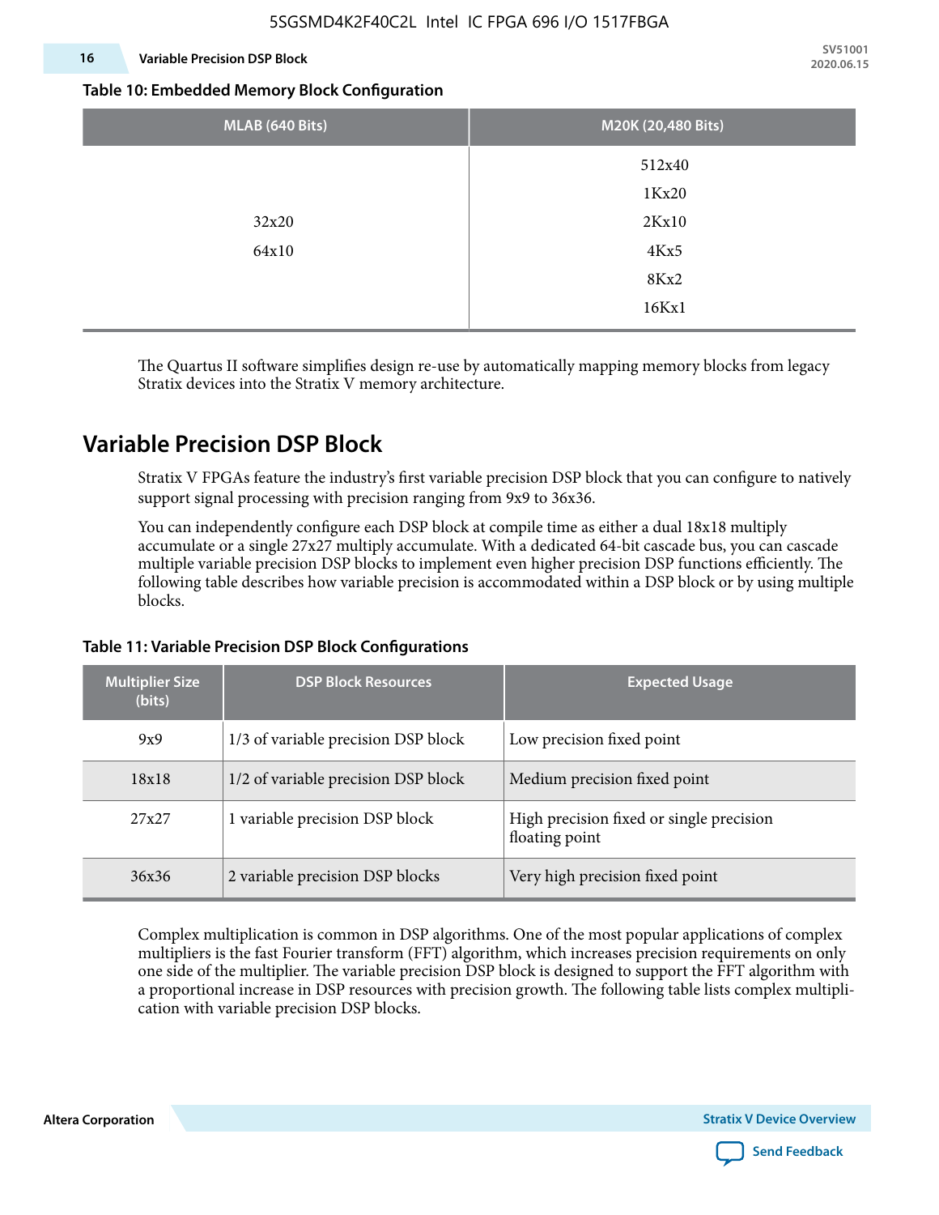**Table 10: Embedded Memory Block Configuration**

| MLAB (640 Bits) | M20K (20,480 Bits) |
|---|---|
| 32x20<br>64x10 | 512x40<br>1Kx20<br>2Kx10<br>4Kx5<br>8Kx2<br>16Kx1 |

The Quartus II software simplifies design re-use by automatically mapping memory blocks from legacy Stratix devices into the Stratix V memory architecture.

## Variable Precision DSP Block

Stratix V FPGAs feature the industry's first variable precision DSP block that you can configure to natively support signal processing with precision ranging from 9x9 to 36x36.

You can independently configure each DSP block at compile time as either a dual 18x18 multiply accumulate or a single 27x27 multiply accumulate. With a dedicated 64-bit cascade bus, you can cascade multiple variable precision DSP blocks to implement even higher precision DSP functions efficiently. The following table describes how variable precision is accommodated within a DSP block or by using multiple blocks.

**Table 11: Variable Precision DSP Block Configurations**

| Multiplier Size (bits) | DSP Block Resources | Expected Usage |
|---|---|---|
| 9x9 | 1/3 of variable precision DSP block | Low precision fixed point |
| 18x18 | 1/2 of variable precision DSP block | Medium precision fixed point |
| 27x27 | 1 variable precision DSP block | High precision fixed or single precision floating point |
| 36x36 | 2 variable precision DSP blocks | Very high precision fixed point |

Complex multiplication is common in DSP algorithms. One of the most popular applications of complex multipliers is the fast Fourier transform (FFT) algorithm, which increases precision requirements on only one side of the multiplier. The variable precision DSP block is designed to support the FFT algorithm with a proportional increase in DSP resources with precision growth. The following table lists complex multiplication with variable precision DSP blocks.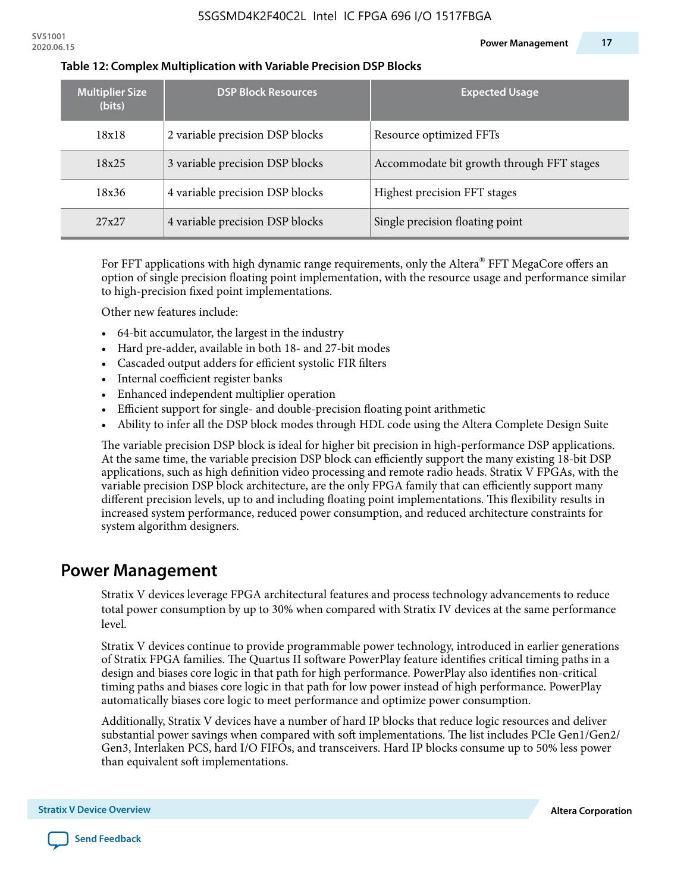**Table 12: Complex Multiplication with Variable Precision DSP Blocks**

| Multiplier Size (bits) | DSP Block Resources | Expected Usage |
| --- | --- | --- |
| 18x18 | 2 variable precision DSP blocks | Resource optimized FFTs |
| 18x25 | 3 variable precision DSP blocks | Accommodate bit growth through FFT stages |
| 18x36 | 4 variable precision DSP blocks | Highest precision FFT stages |
| 27x27 | 4 variable precision DSP blocks | Single precision floating point |

For FFT applications with high dynamic range requirements, only the Altera® FFT MegaCore offers an option of single precision floating point implementation, with the resource usage and performance similar to high-precision fixed point implementations.

Other new features include:

- 64-bit accumulator, the largest in the industry
- Hard pre-adder, available in both 18- and 27-bit modes
- Cascaded output adders for efficient systolic FIR filters
- Internal coefficient register banks
- Enhanced independent multiplier operation
- Efficient support for single- and double-precision floating point arithmetic
- Ability to infer all the DSP block modes through HDL code using the Altera Complete Design Suite

The variable precision DSP block is ideal for higher bit precision in high-performance DSP applications. At the same time, the variable precision DSP block can efficiently support the many existing 18-bit DSP applications, such as high definition video processing and remote radio heads. Stratix V FPGAs, with the variable precision DSP block architecture, are the only FPGA family that can efficiently support many different precision levels, up to and including floating point implementations. This flexibility results in increased system performance, reduced power consumption, and reduced architecture constraints for system algorithm designers.

## Power Management

Stratix V devices leverage FPGA architectural features and process technology advancements to reduce total power consumption by up to 30% when compared with Stratix IV devices at the same performance level.

Stratix V devices continue to provide programmable power technology, introduced in earlier generations of Stratix FPGA families. The Quartus II software PowerPlay feature identifies critical timing paths in a design and biases core logic in that path for high performance. PowerPlay also identifies non-critical timing paths and biases core logic in that path for low power instead of high performance. PowerPlay automatically biases core logic to meet performance and optimize power consumption.

Additionally, Stratix V devices have a number of hard IP blocks that reduce logic resources and deliver substantial power savings when compared with soft implementations. The list includes PCIe Gen1/Gen2/Gen3, Interlaken PCS, hard I/O FIFOs, and transceivers. Hard IP blocks consume up to 50% less power than equivalent soft implementations.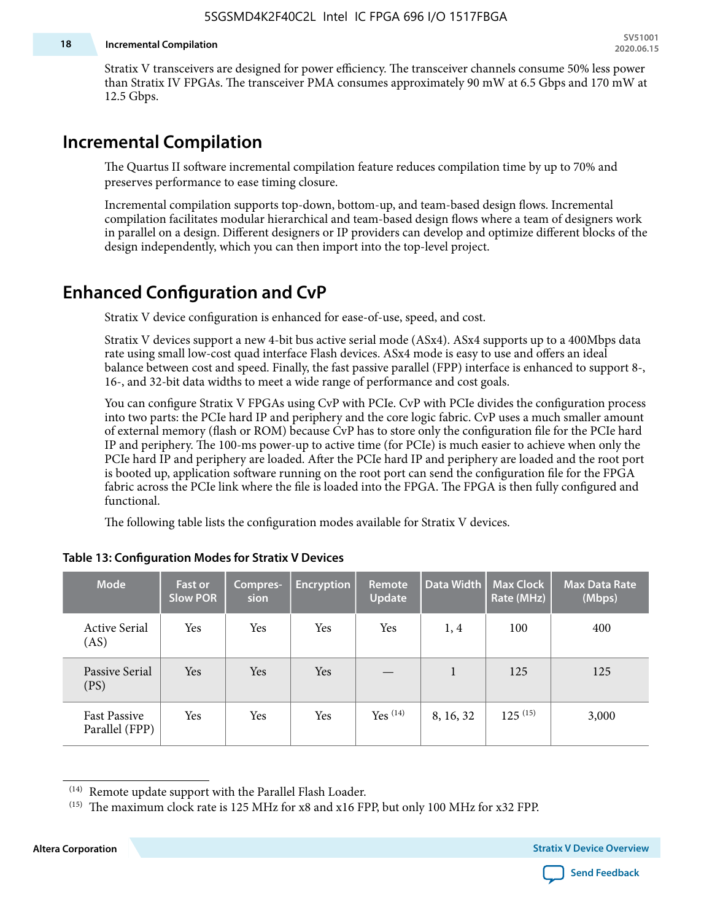Stratix V transceivers are designed for power efficiency. The transceiver channels consume 50% less power than Stratix IV FPGAs. The transceiver PMA consumes approximately 90 mW at 6.5 Gbps and 170 mW at 12.5 Gbps.

## Incremental Compilation

The Quartus II software incremental compilation feature reduces compilation time by up to 70% and preserves performance to ease timing closure.

Incremental compilation supports top-down, bottom-up, and team-based design flows. Incremental compilation facilitates modular hierarchical and team-based design flows where a team of designers work in parallel on a design. Different designers or IP providers can develop and optimize different blocks of the design independently, which you can then import into the top-level project.

## Enhanced Configuration and CvP

Stratix V device configuration is enhanced for ease-of-use, speed, and cost.

Stratix V devices support a new 4-bit bus active serial mode (ASx4). ASx4 supports up to a 400Mbps data rate using small low-cost quad interface Flash devices. ASx4 mode is easy to use and offers an ideal balance between cost and speed. Finally, the fast passive parallel (FPP) interface is enhanced to support 8-, 16-, and 32-bit data widths to meet a wide range of performance and cost goals.

You can configure Stratix V FPGAs using CvP with PCIe. CvP with PCIe divides the configuration process into two parts: the PCIe hard IP and periphery and the core logic fabric. CvP uses a much smaller amount of external memory (flash or ROM) because CvP has to store only the configuration file for the PCIe hard IP and periphery. The 100-ms power-up to active time (for PCIe) is much easier to achieve when only the PCIe hard IP and periphery are loaded. After the PCIe hard IP and periphery are loaded and the root port is booted up, application software running on the root port can send the configuration file for the FPGA fabric across the PCIe link where the file is loaded into the FPGA. The FPGA is then fully configured and functional.

The following table lists the configuration modes available for Stratix V devices.

**Table 13: Configuration Modes for Stratix V Devices**

| Mode | Fast or Slow POR | Compres-sion | Encryption | Remote Update | Data Width | Max Clock Rate (MHz) | Max Data Rate (Mbps) |
|---|---|---|---|---|---|---|---|
| Active Serial (AS) | Yes | Yes | Yes | Yes | 1, 4 | 100 | 400 |
| Passive Serial (PS) | Yes | Yes | Yes | — | 1 | 125 | 125 |
| Fast Passive Parallel (FPP) | Yes | Yes | Yes | Yes (14) | 8, 16, 32 | 125 (15) | 3,000 |

(14) Remote update support with the Parallel Flash Loader.

(15) The maximum clock rate is 125 MHz for x8 and x16 FPP, but only 100 MHz for x32 FPP.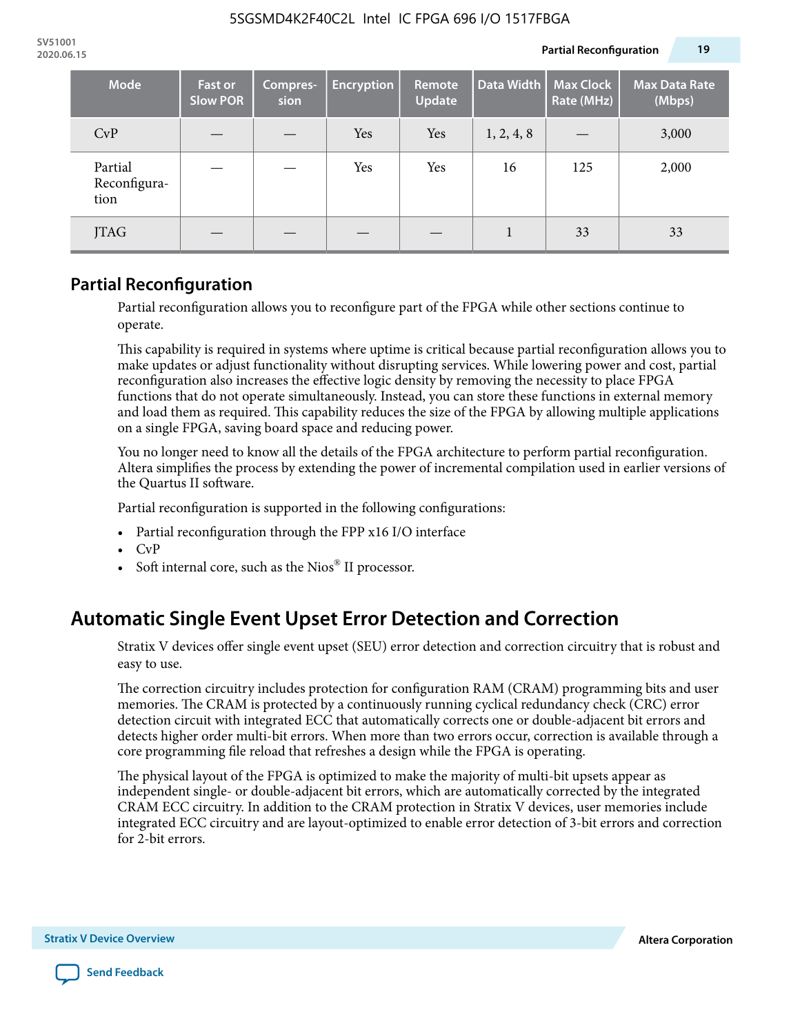| Mode | Fast or Slow POR | Compres-sion | Encryption | Remote Update | Data Width | Max Clock Rate (MHz) | Max Data Rate (Mbps) |
|---|---|---|---|---|---|---|---|
| CvP | — | — | Yes | Yes | 1, 2, 4, 8 | — | 3,000 |
| Partial Reconfigura-tion | — | — | Yes | Yes | 16 | 125 | 2,000 |
| JTAG | — | — | — | — | 1 | 33 | 33 |

## Partial Reconfiguration

Partial reconfiguration allows you to reconfigure part of the FPGA while other sections continue to operate.

This capability is required in systems where uptime is critical because partial reconfiguration allows you to make updates or adjust functionality without disrupting services. While lowering power and cost, partial reconfiguration also increases the effective logic density by removing the necessity to place FPGA functions that do not operate simultaneously. Instead, you can store these functions in external memory and load them as required. This capability reduces the size of the FPGA by allowing multiple applications on a single FPGA, saving board space and reducing power.

You no longer need to know all the details of the FPGA architecture to perform partial reconfiguration. Altera simplifies the process by extending the power of incremental compilation used in earlier versions of the Quartus II software.

Partial reconfiguration is supported in the following configurations:

- Partial reconfiguration through the FPP x16 I/O interface
- CvP
- Soft internal core, such as the Nios® II processor.

# Automatic Single Event Upset Error Detection and Correction

Stratix V devices offer single event upset (SEU) error detection and correction circuitry that is robust and easy to use.

The correction circuitry includes protection for configuration RAM (CRAM) programming bits and user memories. The CRAM is protected by a continuously running cyclical redundancy check (CRC) error detection circuit with integrated ECC that automatically corrects one or double-adjacent bit errors and detects higher order multi-bit errors. When more than two errors occur, correction is available through a core programming file reload that refreshes a design while the FPGA is operating.

The physical layout of the FPGA is optimized to make the majority of multi-bit upsets appear as independent single- or double-adjacent bit errors, which are automatically corrected by the integrated CRAM ECC circuitry. In addition to the CRAM protection in Stratix V devices, user memories include integrated ECC circuitry and are layout-optimized to enable error detection of 3-bit errors and correction for 2-bit errors.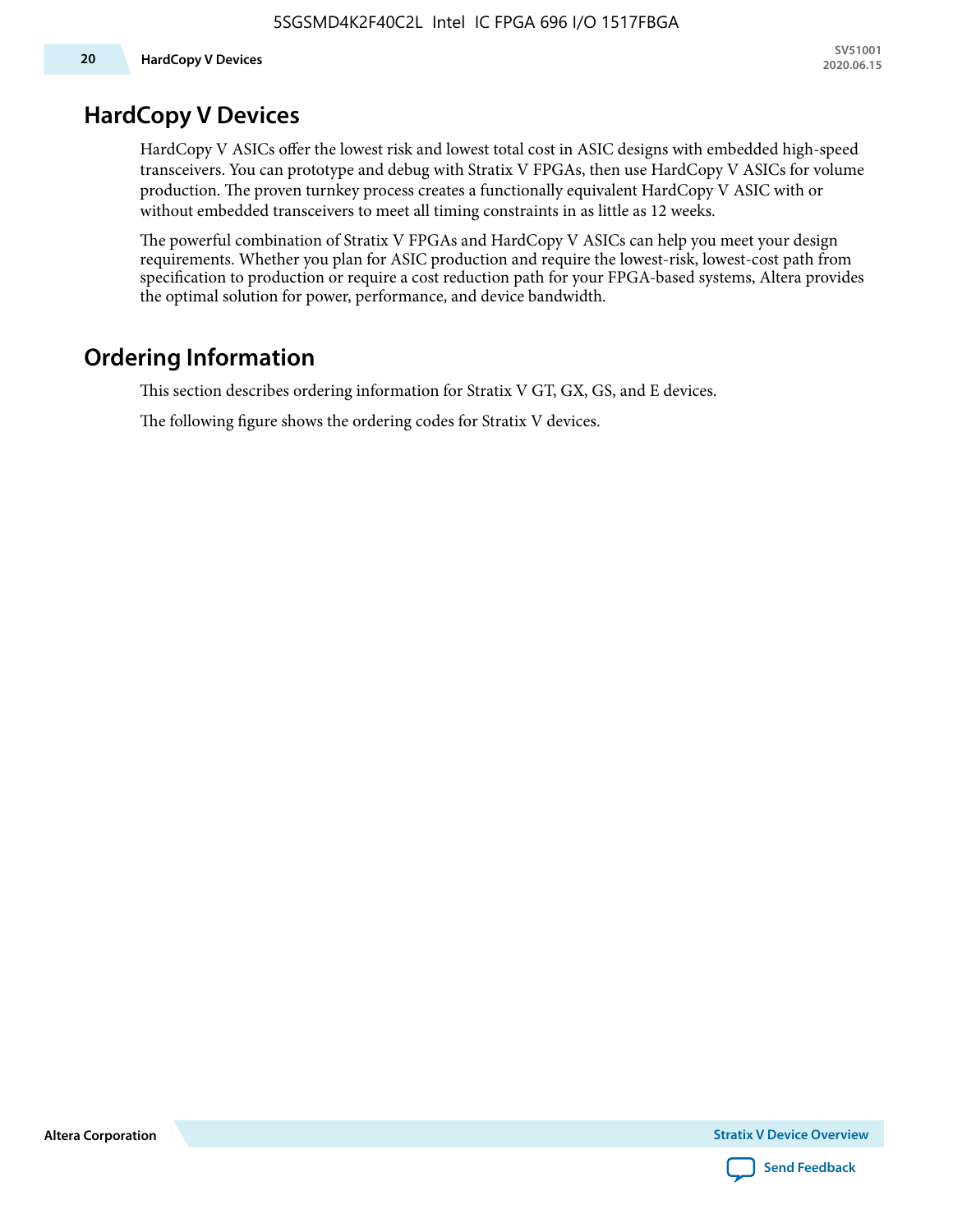# HardCopy V Devices

HardCopy V ASICs offer the lowest risk and lowest total cost in ASIC designs with embedded high-speed transceivers. You can prototype and debug with Stratix V FPGAs, then use HardCopy V ASICs for volume production. The proven turnkey process creates a functionally equivalent HardCopy V ASIC with or without embedded transceivers to meet all timing constraints in as little as 12 weeks.

The powerful combination of Stratix V FPGAs and HardCopy V ASICs can help you meet your design requirements. Whether you plan for ASIC production and require the lowest-risk, lowest-cost path from specification to production or require a cost reduction path for your FPGA-based systems, Altera provides the optimal solution for power, performance, and device bandwidth.

# Ordering Information

This section describes ordering information for Stratix V GT, GX, GS, and E devices.

The following figure shows the ordering codes for Stratix V devices.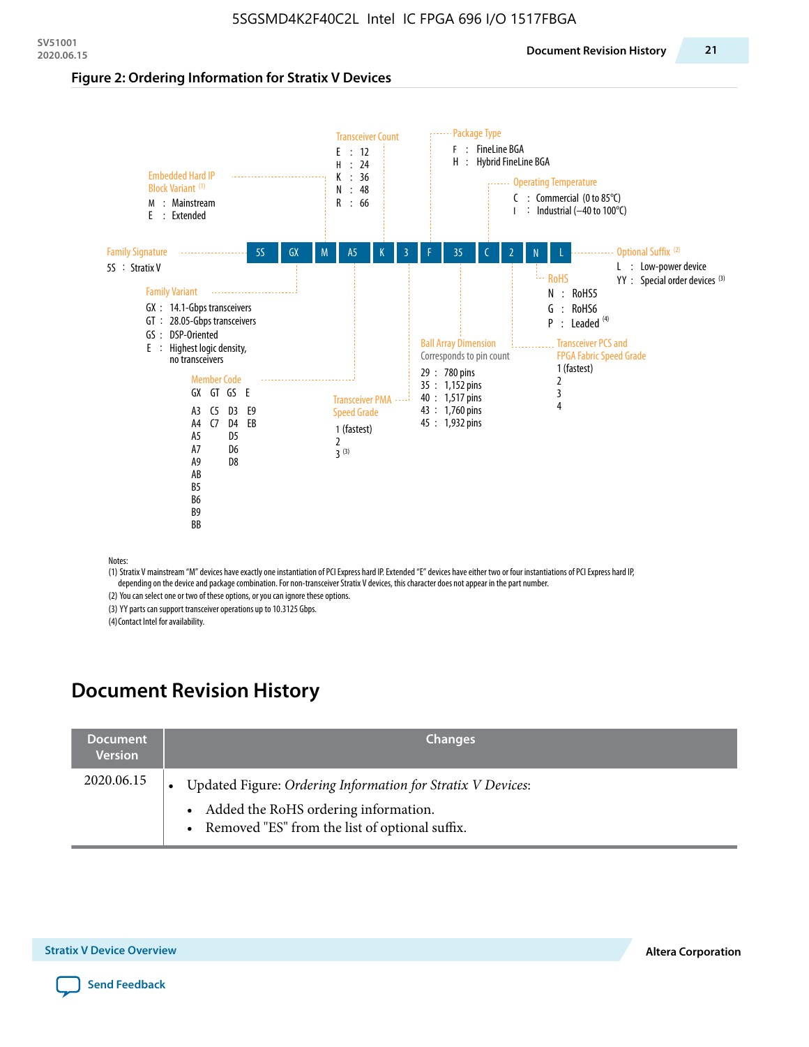**Figure 2: Ordering Information for Stratix V Devices**

| 5S | GX | M | A5 | K | 3 | F | 35 | C | 2 | N | L |
|---|---|---|---|---|---|---|---|---|---|---|---|

- **Family Signature**
  - 5S : Stratix V
- **Family Variant**
  - GX : 14.1-Gbps transceivers
  - GT : 28.05-Gbps transceivers
  - GS : DSP-Oriented
  - E : Highest logic density, no transceivers
- **Embedded Hard IP Block Variant** (1)
  - M : Mainstream
  - E : Extended
- **Member Code**

| GX | GT | GS | E |
|---|---|---|---|
| A3 | C5 | D3 | E9 |
| A4 | C7 | D4 | EB |
| A5 | | D5 | |
| A7 | | D6 | |
| A9 | | D8 | |
| AB | | | |
| B5 | | | |
| B6 | | | |
| B9 | | | |
| BB | | | |

- **Transceiver Count**
  - E : 12
  - H : 24
  - K : 36
  - N : 48
  - R : 66
- **Transceiver PMA Speed Grade**
  - 1 (fastest)
  - 2
  - 3 (3)
- **Package Type**
  - F : FineLine BGA
  - H : Hybrid FineLine BGA
- **Ball Array Dimension**
  - Corresponds to pin count
  - 29 : 780 pins
  - 35 : 1,152 pins
  - 40 : 1,517 pins
  - 43 : 1,760 pins
  - 45 : 1,932 pins
- **Operating Temperature**
  - C : Commercial (0 to 85°C)
  - I : Industrial (–40 to 100°C)
- **Transceiver PCS and FPGA Fabric Speed Grade**
  - 1 (fastest)
  - 2
  - 3
  - 4
- **RoHS**
  - N : RoHS5
  - G : RoHS6
  - P : Leaded (4)
- **Optional Suffix** (2)
  - L : Low-power device
  - YY : Special order devices (3)

Notes:

(1) Stratix V mainstream "M" devices have exactly one instantiation of PCI Express hard IP. Extended "E" devices have either two or four instantiations of PCI Express hard IP, depending on the device and package combination. For non-transceiver Stratix V devices, this character does not appear in the part number.

(2) You can select one or two of these options, or you can ignore these options.

(3) YY parts can support transceiver operations up to 10.3125 Gbps.

(4) Contact Intel for availability.

# Document Revision History

| Document Version | Changes |
|---|---|
| 2020.06.15 | • Updated Figure: *Ordering Information for Stratix V Devices*:<br>  • Added the RoHS ordering information.<br>  • Removed "ES" from the list of optional suffix. |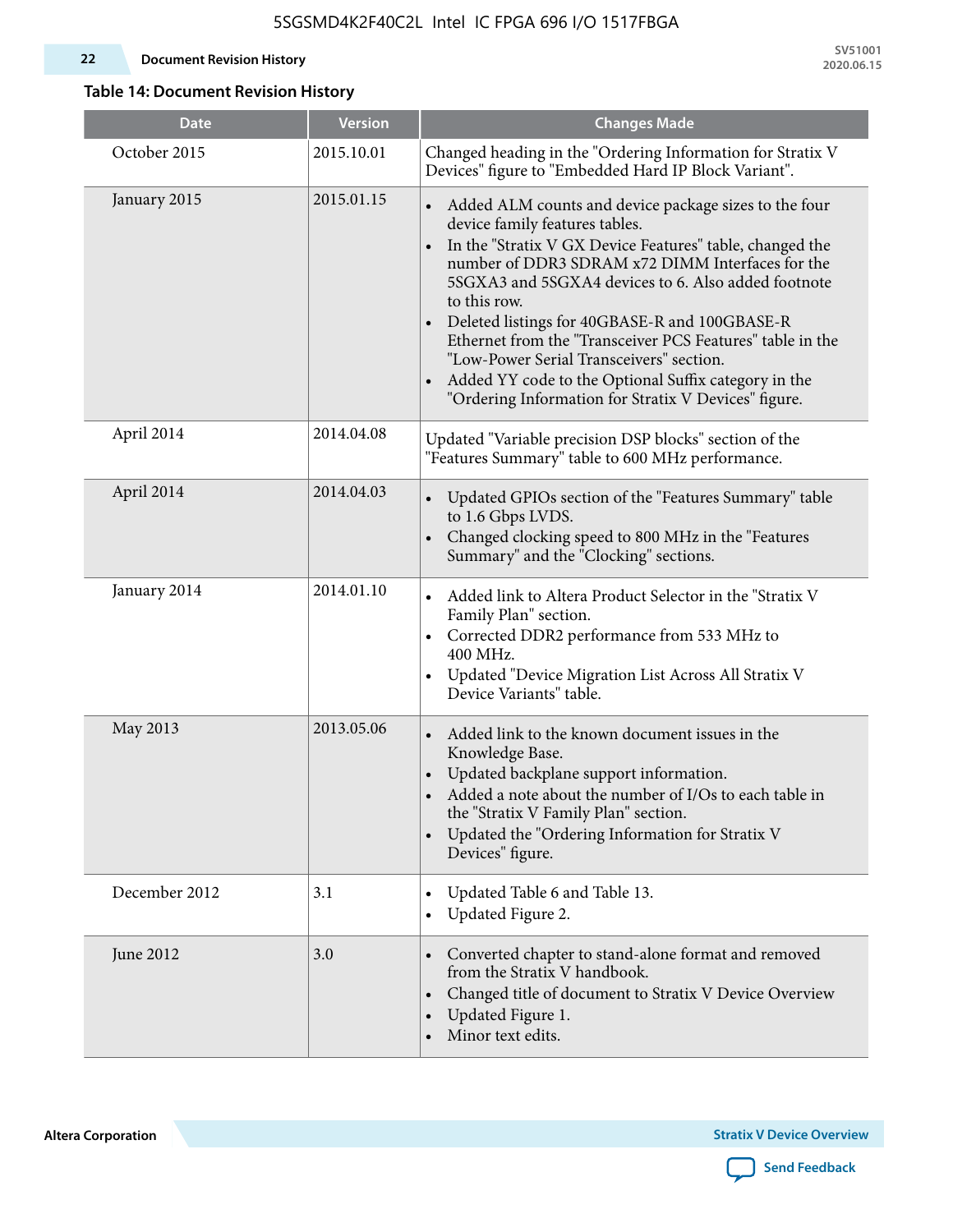**Table 14: Document Revision History**

| Date | Version | Changes Made |
|---|---|---|
| October 2015 | 2015.10.01 | Changed heading in the "Ordering Information for Stratix V Devices" figure to "Embedded Hard IP Block Variant". |
| January 2015 | 2015.01.15 | • Added ALM counts and device package sizes to the four device family features tables. <br> • In the "Stratix V GX Device Features" table, changed the number of DDR3 SDRAM x72 DIMM Interfaces for the 5SGXA3 and 5SGXA4 devices to 6. Also added footnote to this row. <br> • Deleted listings for 40GBASE-R and 100GBASE-R Ethernet from the "Transceiver PCS Features" table in the "Low-Power Serial Transceivers" section. <br> • Added YY code to the Optional Suffix category in the "Ordering Information for Stratix V Devices" figure. |
| April 2014 | 2014.04.08 | Updated "Variable precision DSP blocks" section of the "Features Summary" table to 600 MHz performance. |
| April 2014 | 2014.04.03 | • Updated GPIOs section of the "Features Summary" table to 1.6 Gbps LVDS. <br> • Changed clocking speed to 800 MHz in the "Features Summary" and the "Clocking" sections. |
| January 2014 | 2014.01.10 | • Added link to Altera Product Selector in the "Stratix V Family Plan" section. <br> • Corrected DDR2 performance from 533 MHz to 400 MHz. <br> • Updated "Device Migration List Across All Stratix V Device Variants" table. |
| May 2013 | 2013.05.06 | • Added link to the known document issues in the Knowledge Base. <br> • Updated backplane support information. <br> • Added a note about the number of I/Os to each table in the "Stratix V Family Plan" section. <br> • Updated the "Ordering Information for Stratix V Devices" figure. |
| December 2012 | 3.1 | • Updated Table 6 and Table 13. <br> • Updated Figure 2. |
| June 2012 | 3.0 | • Converted chapter to stand-alone format and removed from the Stratix V handbook. <br> • Changed title of document to Stratix V Device Overview <br> • Updated Figure 1. <br> • Minor text edits. |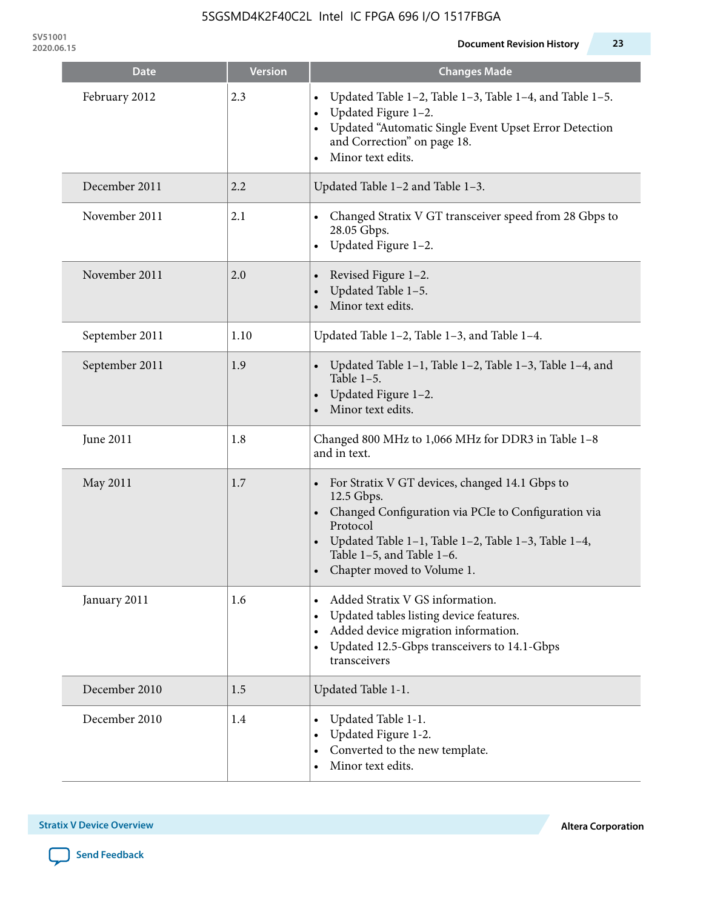| Date | Version | Changes Made |
|---|---|---|
| February 2012 | 2.3 | • Updated Table 1–2, Table 1–3, Table 1–4, and Table 1–5.<br>• Updated Figure 1–2.<br>• Updated “Automatic Single Event Upset Error Detection and Correction” on page 18.<br>• Minor text edits. |
| December 2011 | 2.2 | Updated Table 1–2 and Table 1–3. |
| November 2011 | 2.1 | • Changed Stratix V GT transceiver speed from 28 Gbps to 28.05 Gbps.<br>• Updated Figure 1–2. |
| November 2011 | 2.0 | • Revised Figure 1–2.<br>• Updated Table 1–5.<br>• Minor text edits. |
| September 2011 | 1.10 | Updated Table 1–2, Table 1–3, and Table 1–4. |
| September 2011 | 1.9 | • Updated Table 1–1, Table 1–2, Table 1–3, Table 1–4, and Table 1–5.<br>• Updated Figure 1–2.<br>• Minor text edits. |
| June 2011 | 1.8 | Changed 800 MHz to 1,066 MHz for DDR3 in Table 1–8 and in text. |
| May 2011 | 1.7 | • For Stratix V GT devices, changed 14.1 Gbps to 12.5 Gbps.<br>• Changed Configuration via PCIe to Configuration via Protocol<br>• Updated Table 1–1, Table 1–2, Table 1–3, Table 1–4, Table 1–5, and Table 1–6.<br>• Chapter moved to Volume 1. |
| January 2011 | 1.6 | • Added Stratix V GS information.<br>• Updated tables listing device features.<br>• Added device migration information.<br>• Updated 12.5-Gbps transceivers to 14.1-Gbps transceivers |
| December 2010 | 1.5 | Updated Table 1-1. |
| December 2010 | 1.4 | • Updated Table 1-1.<br>• Updated Figure 1-2.<br>• Converted to the new template.<br>• Minor text edits. |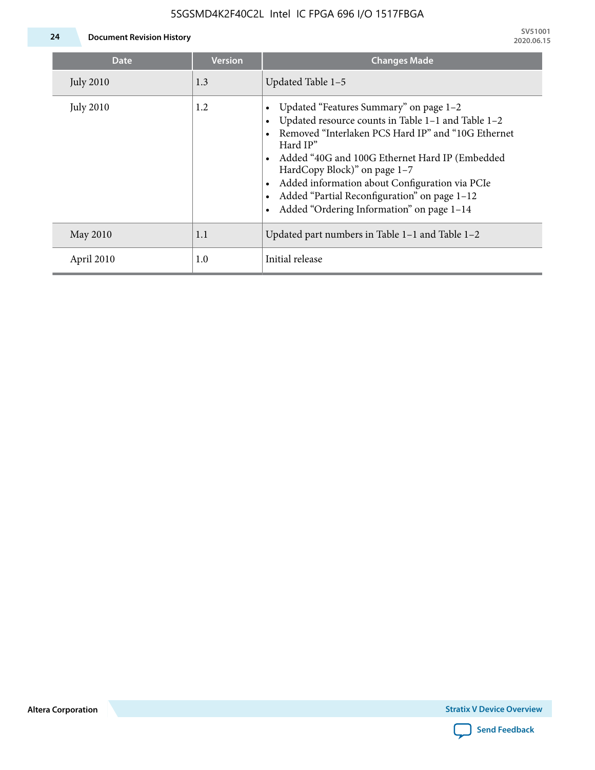| Date | Version | Changes Made |
|---|---|---|
| July 2010 | 1.3 | Updated Table 1–5 |
| July 2010 | 1.2 | • Updated "Features Summary" on page 1–2<br>• Updated resource counts in Table 1–1 and Table 1–2<br>• Removed "Interlaken PCS Hard IP" and "10G Ethernet Hard IP"<br>• Added "40G and 100G Ethernet Hard IP (Embedded HardCopy Block)" on page 1–7<br>• Added information about Configuration via PCIe<br>• Added "Partial Reconfiguration" on page 1–12<br>• Added "Ordering Information" on page 1–14 |
| May 2010 | 1.1 | Updated part numbers in Table 1–1 and Table 1–2 |
| April 2010 | 1.0 | Initial release |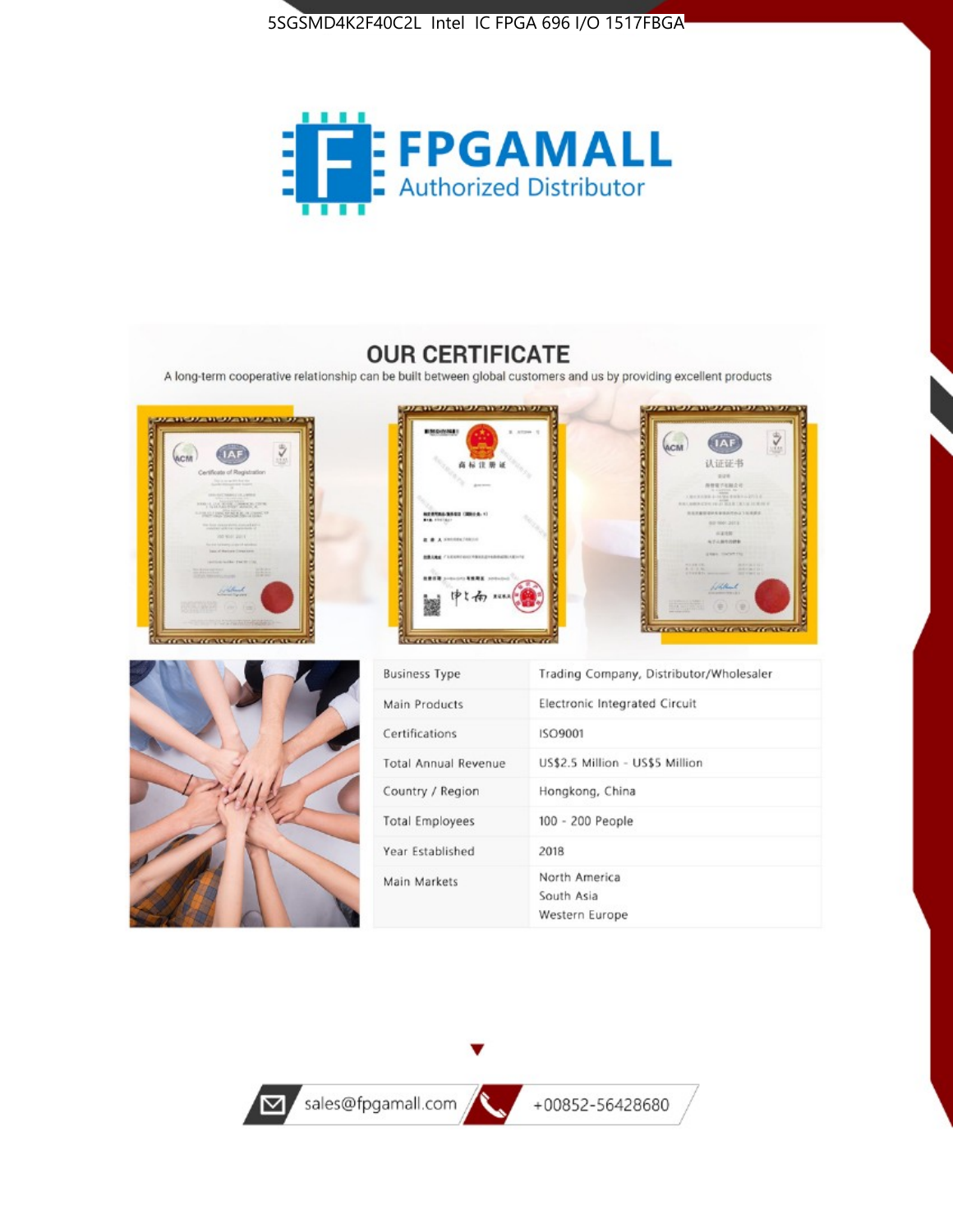FPGAMALL
Authorized Distributor

## OUR CERTIFICATE

A long-term cooperative relationship can be built between global customers and us by providing excellent products

| | |
|---|---|
| Business Type | Trading Company, Distributor/Wholesaler |
| Main Products | Electronic Integrated Circuit |
| Certifications | ISO9001 |
| Total Annual Revenue | US$2.5 Million - US$5 Million |
| Country / Region | Hongkong, China |
| Total Employees | 100 - 200 People |
| Year Established | 2018 |
| Main Markets | North America<br>South Asia<br>Western Europe |

sales@fpgamall.com

+00852-56428680